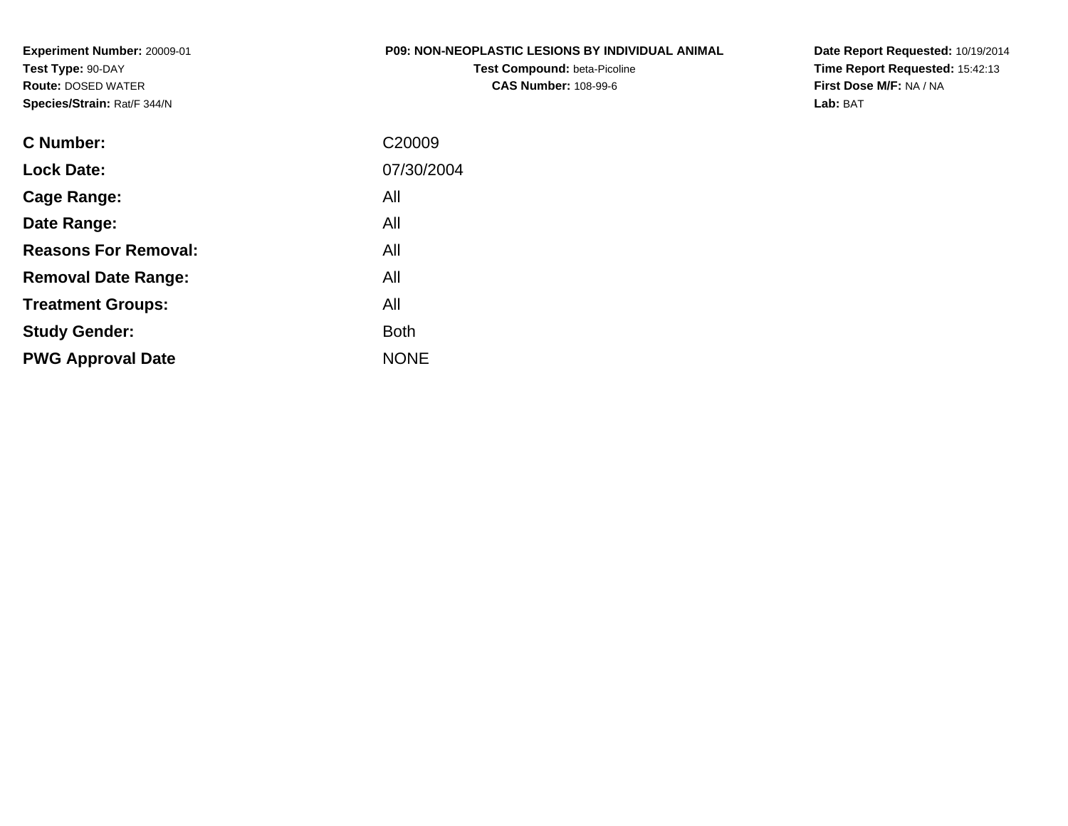**Experiment Number:** 20009-01
**Test Type:** 90-DAY
**Route:** DOSED WATER
**Species/Strain:** Rat/F 344/N

**P09: NON-NEOPLASTIC LESIONS BY INDIVIDUAL ANIMAL**
**Test Compound:** beta-Picoline
**CAS Number:** 108-99-6

**Date Report Requested:** 10/19/2014
**Time Report Requested:** 15:42:13
**First Dose M/F:** NA / NA
**Lab:** BAT

| | |
|---|---|
| **C Number:** | C20009 |
| **Lock Date:** | 07/30/2004 |
| **Cage Range:** | All |
| **Date Range:** | All |
| **Reasons For Removal:** | All |
| **Removal Date Range:** | All |
| **Treatment Groups:** | All |
| **Study Gender:** | Both |
| **PWG Approval Date** | NONE |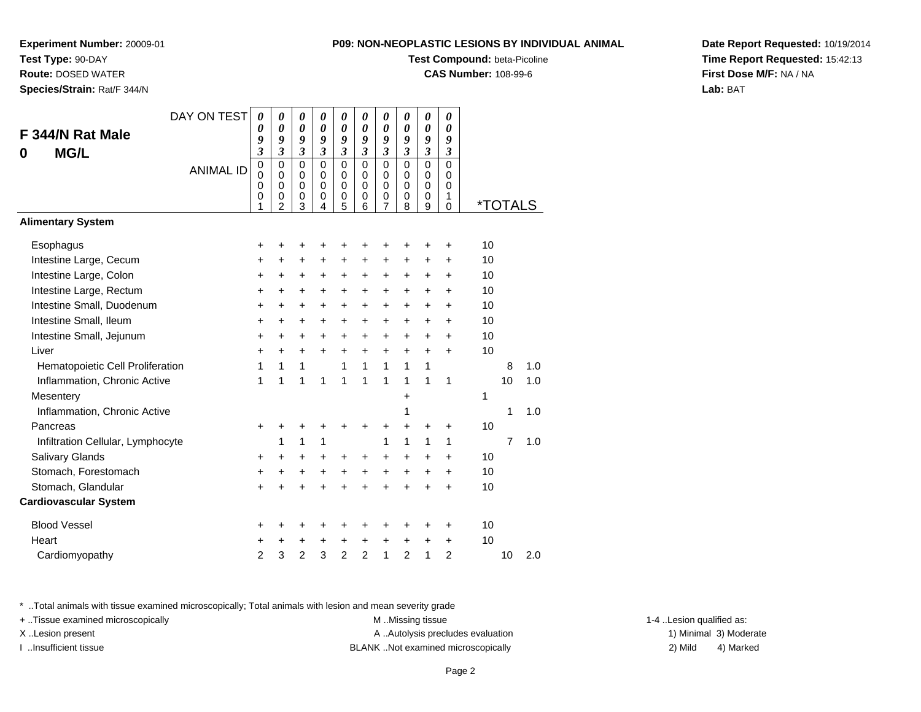**Experiment Number:** 20009-01
**Test Type:** 90-DAY
**Route:** DOSED WATER
**Species/Strain:** Rat/F 344/N

**P09: NON-NEOPLASTIC LESIONS BY INDIVIDUAL ANIMAL**
**Test Compound:** beta-Picoline
**CAS Number:** 108-99-6

**Date Report Requested:** 10/19/2014
**Time Report Requested:** 15:42:13
**First Dose M/F:** NA / NA
**Lab:** BAT

## F 344/N Rat Male
## 0 MG/L

| DAY ON TEST | 0093 | 0093 | 0093 | 0093 | 0093 | 0093 | 0093 | 0093 | 0093 | 0093 | | |
|---|---|---|---|---|---|---|---|---|---|---|---|---|
| ANIMAL ID | 00001 | 00002 | 00003 | 00004 | 00005 | 00006 | 00007 | 00008 | 00009 | 00010 | *TOTALS | |
| **Alimentary System** | | | | | | | | | | | | |
| Esophagus | + | + | + | + | + | + | + | + | + | + | 10 | |
| Intestine Large, Cecum | + | + | + | + | + | + | + | + | + | + | 10 | |
| Intestine Large, Colon | + | + | + | + | + | + | + | + | + | + | 10 | |
| Intestine Large, Rectum | + | + | + | + | + | + | + | + | + | + | 10 | |
| Intestine Small, Duodenum | + | + | + | + | + | + | + | + | + | + | 10 | |
| Intestine Small, Ileum | + | + | + | + | + | + | + | + | + | + | 10 | |
| Intestine Small, Jejunum | + | + | + | + | + | + | + | + | + | + | 10 | |
| Liver | + | + | + | + | + | + | + | + | + | + | 10 | |
| Hematopoietic Cell Proliferation | 1 | 1 | 1 | | 1 | 1 | 1 | 1 | 1 | | 8 | 1.0 |
| Inflammation, Chronic Active | 1 | 1 | 1 | 1 | 1 | 1 | 1 | 1 | 1 | 1 | 10 | 1.0 |
| Mesentery | | | | | | | | + | | | 1 | |
| Inflammation, Chronic Active | | | | | | | | 1 | | | 1 | 1.0 |
| Pancreas | + | + | + | + | + | + | + | + | + | + | 10 | |
| Infiltration Cellular, Lymphocyte | | 1 | 1 | 1 | | | 1 | 1 | 1 | 1 | 7 | 1.0 |
| Salivary Glands | + | + | + | + | + | + | + | + | + | + | 10 | |
| Stomach, Forestomach | + | + | + | + | + | + | + | + | + | + | 10 | |
| Stomach, Glandular | + | + | + | + | + | + | + | + | + | + | 10 | |
| **Cardiovascular System** | | | | | | | | | | | | |
| Blood Vessel | + | + | + | + | + | + | + | + | + | + | 10 | |
| Heart | + | + | + | + | + | + | + | + | + | + | 10 | |
| Cardiomyopathy | 2 | 3 | 2 | 3 | 2 | 2 | 1 | 2 | 1 | 2 | 10 | 2.0 |

\* ..Total animals with tissue examined microscopically; Total animals with lesion and mean severity grade
+ ..Tissue examined microscopically
X ..Lesion present
I ..Insufficient tissue
M ..Missing tissue
A ..Autolysis precludes evaluation
BLANK ..Not examined microscopically
1-4 ..Lesion qualified as: 1) Minimal 2) Mild 3) Moderate 4) Marked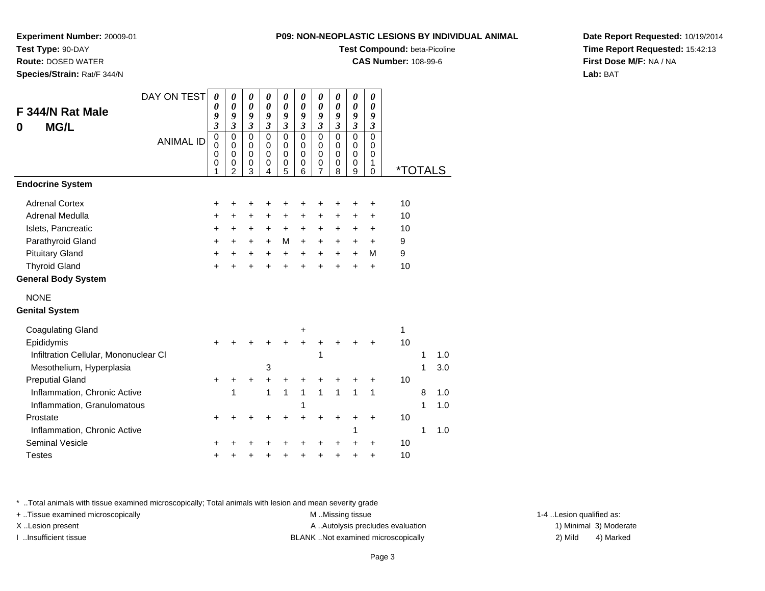**Experiment Number:** 20009-01
**Test Type:** 90-DAY
**Route:** DOSED WATER
**Species/Strain:** Rat/F 344/N

**P09: NON-NEOPLASTIC LESIONS BY INDIVIDUAL ANIMAL**
**Test Compound:** beta-Picoline
**CAS Number:** 108-99-6

**Date Report Requested:** 10/19/2014
**Time Report Requested:** 15:42:13
**First Dose M/F:** NA / NA
**Lab:** BAT

## F 344/N Rat Male
## 0 MG/L

| DAY ON TEST | 0093 | 0093 | 0093 | 0093 | 0093 | 0093 | 0093 | 0093 | 0093 | 0093 | | | |
|---|---|---|---|---|---|---|---|---|---|---|---|---|---|
| ANIMAL ID | 00001 | 00002 | 00003 | 00004 | 00005 | 00006 | 00007 | 00008 | 00009 | 00010 | *TOTALS | | |
| **Endocrine System** | | | | | | | | | | | | | |
| Adrenal Cortex | + | + | + | + | + | + | + | + | + | + | 10 | | |
| Adrenal Medulla | + | + | + | + | + | + | + | + | + | + | 10 | | |
| Islets, Pancreatic | + | + | + | + | + | + | + | + | + | + | 10 | | |
| Parathyroid Gland | + | + | + | + | M | + | + | + | + | + | 9 | | |
| Pituitary Gland | + | + | + | + | + | + | + | + | + | M | 9 | | |
| Thyroid Gland | + | + | + | + | + | + | + | + | + | + | 10 | | |
| **General Body System** | | | | | | | | | | | | | |
| NONE | | | | | | | | | | | | | |
| **Genital System** | | | | | | | | | | | | | |
| Coagulating Gland | | | | | | + | | | | | 1 | | |
| Epididymis | + | + | + | + | + | + | + | + | + | + | 10 | | |
| Infiltration Cellular, Mononuclear Cl | | | | | | | 1 | | | | | 1 | 1.0 |
| Mesothelium, Hyperplasia | | | | 3 | | | | | | | | 1 | 3.0 |
| Preputial Gland | + | + | + | + | + | + | + | + | + | + | 10 | | |
| Inflammation, Chronic Active | | 1 | | 1 | 1 | 1 | 1 | 1 | 1 | 1 | | 8 | 1.0 |
| Inflammation, Granulomatous | | | | | | 1 | | | | | | 1 | 1.0 |
| Prostate | + | + | + | + | + | + | + | + | + | + | 10 | | |
| Inflammation, Chronic Active | | | | | | | | | 1 | | | 1 | 1.0 |
| Seminal Vesicle | + | + | + | + | + | + | + | + | + | + | 10 | | |
| Testes | + | + | + | + | + | + | + | + | + | + | 10 | | |

* ..Total animals with tissue examined microscopically; Total animals with lesion and mean severity grade
+ ..Tissue examined microscopically
X ..Lesion present
I ..Insufficient tissue

M ..Missing tissue
A ..Autolysis precludes evaluation
BLANK ..Not examined microscopically

1-4 ..Lesion qualified as:
1) Minimal 3) Moderate
2) Mild 4) Marked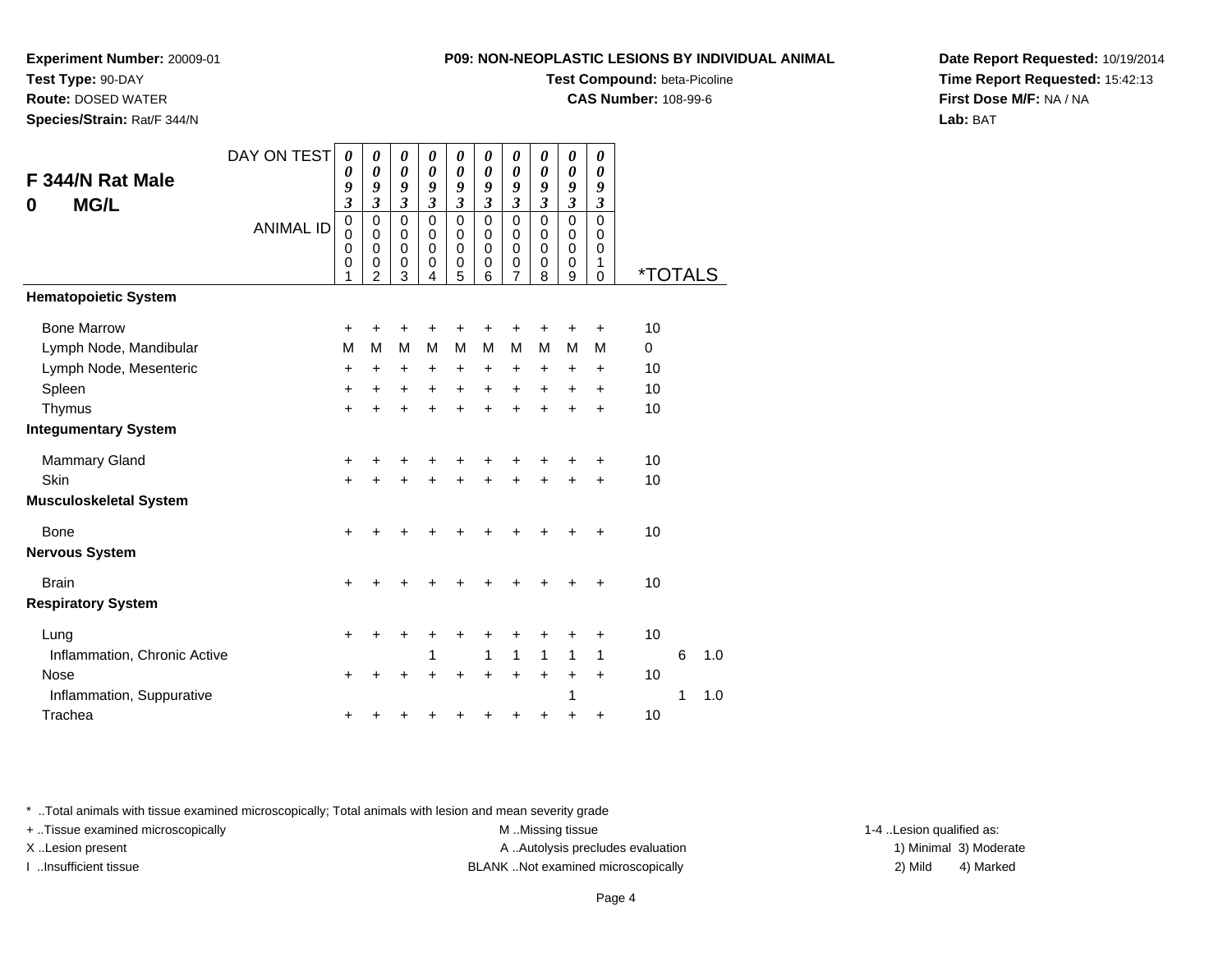**Experiment Number:** 20009-01
**Test Type:** 90-DAY
**Route:** DOSED WATER
**Species/Strain:** Rat/F 344/N

**P09: NON-NEOPLASTIC LESIONS BY INDIVIDUAL ANIMAL**
**Test Compound:** beta-Picoline
**CAS Number:** 108-99-6

**Date Report Requested:** 10/19/2014
**Time Report Requested:** 15:42:13
**First Dose M/F:** NA / NA
**Lab:** BAT

## F 344/N Rat Male
## 0 MG/L

| DAY ON TEST | 0093 | 0093 | 0093 | 0093 | 0093 | 0093 | 0093 | 0093 | 0093 | 0093 | | | |
|---|---|---|---|---|---|---|---|---|---|---|---|---|---|
| ANIMAL ID | 00001 | 00002 | 00003 | 00004 | 00005 | 00006 | 00007 | 00008 | 00009 | 00010 | *TOTALS | | |
| **Hematopoietic System** | | | | | | | | | | | | | |
| Bone Marrow | + | + | + | + | + | + | + | + | + | + | 10 | | |
| Lymph Node, Mandibular | M | M | M | M | M | M | M | M | M | M | 0 | | |
| Lymph Node, Mesenteric | + | + | + | + | + | + | + | + | + | + | 10 | | |
| Spleen | + | + | + | + | + | + | + | + | + | + | 10 | | |
| Thymus | + | + | + | + | + | + | + | + | + | + | 10 | | |
| **Integumentary System** | | | | | | | | | | | | | |
| Mammary Gland | + | + | + | + | + | + | + | + | + | + | 10 | | |
| Skin | + | + | + | + | + | + | + | + | + | + | 10 | | |
| **Musculoskeletal System** | | | | | | | | | | | | | |
| Bone | + | + | + | + | + | + | + | + | + | + | 10 | | |
| **Nervous System** | | | | | | | | | | | | | |
| Brain | + | + | + | + | + | + | + | + | + | + | 10 | | |
| **Respiratory System** | | | | | | | | | | | | | |
| Lung | + | + | + | + | + | + | + | + | + | + | 10 | | |
| Inflammation, Chronic Active | | | | 1 | | 1 | 1 | 1 | 1 | 1 | | 6 | 1.0 |
| Nose | + | + | + | + | + | + | + | + | + | + | 10 | | |
| Inflammation, Suppurative | | | | | | | | | 1 | | | 1 | 1.0 |
| Trachea | + | + | + | + | + | + | + | + | + | + | 10 | | |

* ..Total animals with tissue examined microscopically; Total animals with lesion and mean severity grade
+ ..Tissue examined microscopically
X ..Lesion present
I ..Insufficient tissue
M ..Missing tissue
A ..Autolysis precludes evaluation
BLANK ..Not examined microscopically
1-4 ..Lesion qualified as: 1) Minimal 2) Mild 3) Moderate 4) Marked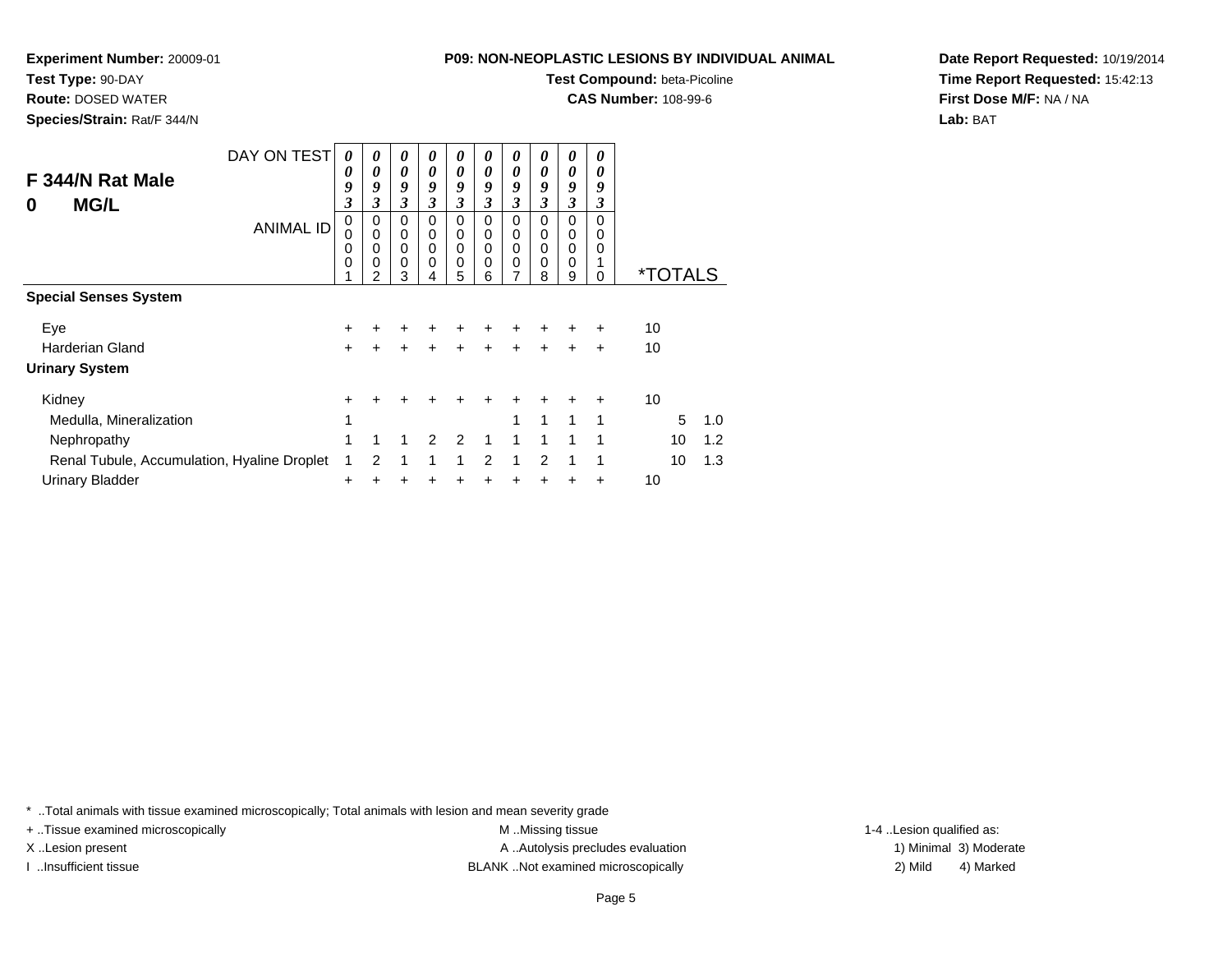**Experiment Number:** 20009-01
**Test Type:** 90-DAY
**Route:** DOSED WATER
**Species/Strain:** Rat/F 344/N

**P09: NON-NEOPLASTIC LESIONS BY INDIVIDUAL ANIMAL**
**Test Compound:** beta-Picoline
**CAS Number:** 108-99-6

**Date Report Requested:** 10/19/2014
**Time Report Requested:** 15:42:13
**First Dose M/F:** NA / NA
**Lab:** BAT

## F 344/N Rat Male
## 0 MG/L

| DAY ON TEST | 0093 | 0093 | 0093 | 0093 | 0093 | 0093 | 0093 | 0093 | 0093 | 0093 | | |
|---|---|---|---|---|---|---|---|---|---|---|---|---|
| ANIMAL ID | 00001 | 00002 | 00003 | 00004 | 00005 | 00006 | 00007 | 00008 | 00009 | 00010 | *TOTALS | |
| **Special Senses System** | | | | | | | | | | | | |
| Eye | + | + | + | + | + | + | + | + | + | + | 10 | |
| Harderian Gland | + | + | + | + | + | + | + | + | + | + | 10 | |
| **Urinary System** | | | | | | | | | | | | |
| Kidney | + | + | + | + | + | + | + | + | + | + | 10 | |
| Medulla, Mineralization | 1 | | | | | | 1 | 1 | 1 | 1 | 5 | 1.0 |
| Nephropathy | 1 | 1 | 1 | 2 | 2 | 1 | 1 | 1 | 1 | 1 | 10 | 1.2 |
| Renal Tubule, Accumulation, Hyaline Droplet | 1 | 2 | 1 | 1 | 1 | 2 | 1 | 2 | 1 | 1 | 10 | 1.3 |
| Urinary Bladder | + | + | + | + | + | + | + | + | + | + | 10 | |

* ..Total animals with tissue examined microscopically; Total animals with lesion and mean severity grade
+ ..Tissue examined microscopically
X ..Lesion present
I ..Insufficient tissue
M ..Missing tissue
A ..Autolysis precludes evaluation
BLANK ..Not examined microscopically
1-4 ..Lesion qualified as:
1) Minimal 3) Moderate
2) Mild 4) Marked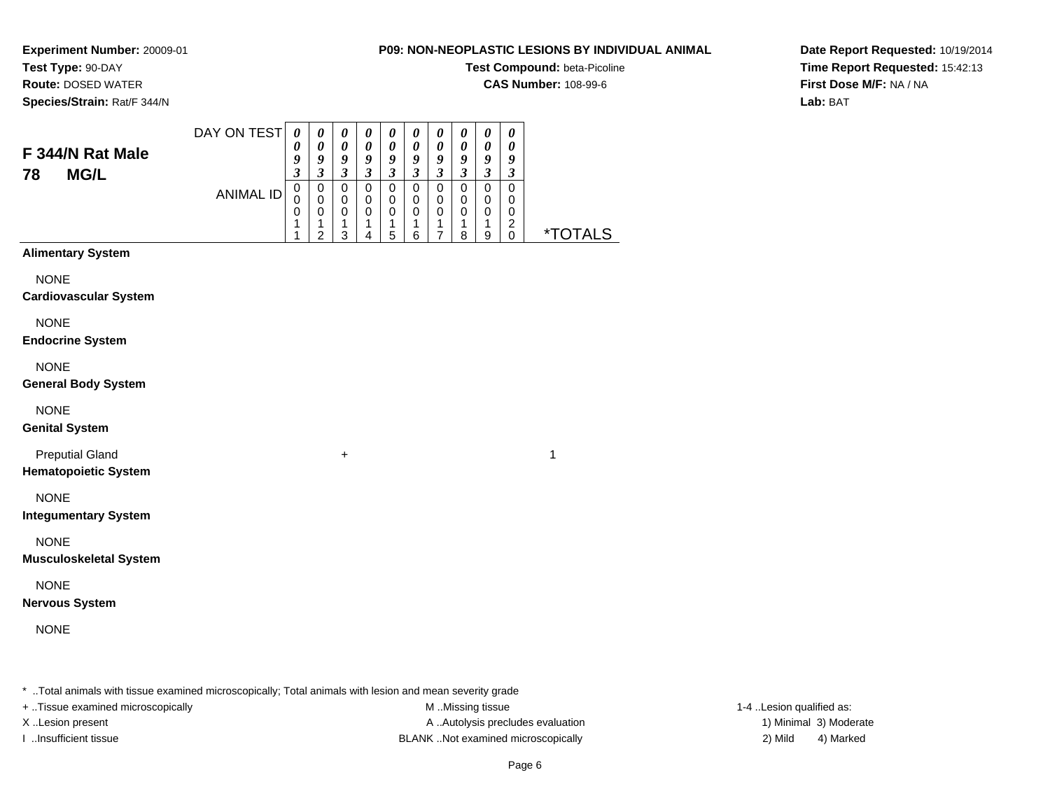**Experiment Number:** 20009-01
**Test Type:** 90-DAY
**Route:** DOSED WATER
**Species/Strain:** Rat/F 344/N

**P09: NON-NEOPLASTIC LESIONS BY INDIVIDUAL ANIMAL**
**Test Compound:** beta-Picoline
**CAS Number:** 108-99-6

**Date Report Requested:** 10/19/2014
**Time Report Requested:** 15:42:13
**First Dose M/F:** NA / NA
**Lab:** BAT

## F 344/N Rat Male
## 78 MG/L

| DAY ON TEST | 0093 | 0093 | 0093 | 0093 | 0093 | 0093 | 0093 | 0093 | 0093 | 0093 | |
|---|---|---|---|---|---|---|---|---|---|---|---|
| ANIMAL ID | 00011 | 00012 | 00013 | 00014 | 00015 | 00016 | 00017 | 00018 | 00019 | 00020 | *TOTALS |
| **Alimentary System** | | | | | | | | | | | |
| NONE | | | | | | | | | | | |
| **Cardiovascular System** | | | | | | | | | | | |
| NONE | | | | | | | | | | | |
| **Endocrine System** | | | | | | | | | | | |
| NONE | | | | | | | | | | | |
| **General Body System** | | | | | | | | | | | |
| NONE | | | | | | | | | | | |
| **Genital System** | | | | | | | | | | | |
| Preputial Gland | | | + | | | | | | | | 1 |
| **Hematopoietic System** | | | | | | | | | | | |
| NONE | | | | | | | | | | | |
| **Integumentary System** | | | | | | | | | | | |
| NONE | | | | | | | | | | | |
| **Musculoskeletal System** | | | | | | | | | | | |
| NONE | | | | | | | | | | | |
| **Nervous System** | | | | | | | | | | | |
| NONE | | | | | | | | | | | |

* ..Total animals with tissue examined microscopically; Total animals with lesion and mean severity grade
+ ..Tissue examined microscopically
X ..Lesion present
I ..Insufficient tissue

M ..Missing tissue
A ..Autolysis precludes evaluation
BLANK ..Not examined microscopically

1-4 ..Lesion qualified as:
1) Minimal 3) Moderate
2) Mild 4) Marked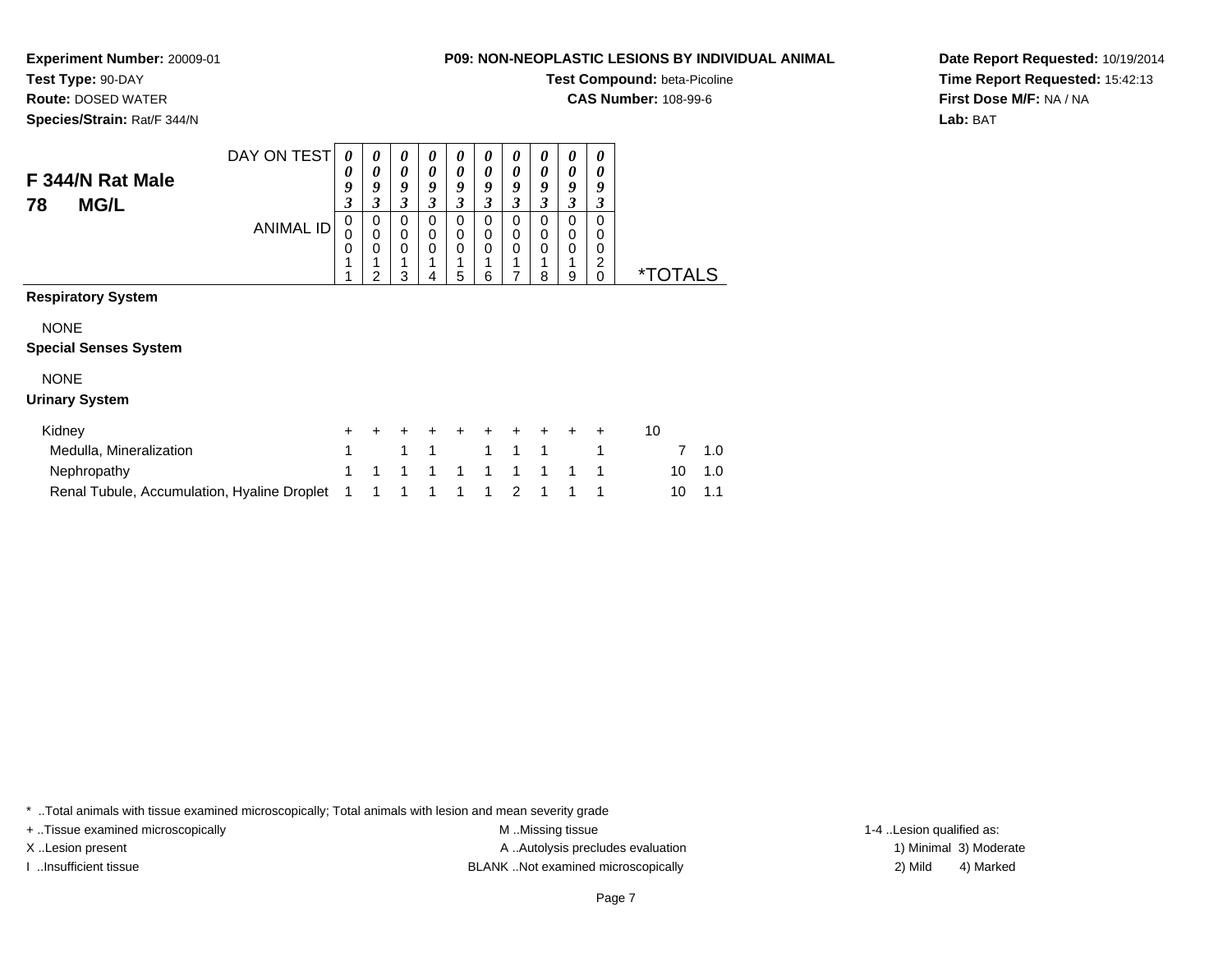**Experiment Number:** 20009-01
**Test Type:** 90-DAY
**Route:** DOSED WATER
**Species/Strain:** Rat/F 344/N

**P09: NON-NEOPLASTIC LESIONS BY INDIVIDUAL ANIMAL**
**Test Compound:** beta-Picoline
**CAS Number:** 108-99-6

**Date Report Requested:** 10/19/2014
**Time Report Requested:** 15:42:13
**First Dose M/F:** NA / NA
**Lab:** BAT

## F 344/N Rat Male
## 78 MG/L

| DAY ON TEST | 0093 | 0093 | 0093 | 0093 | 0093 | 0093 | 0093 | 0093 | 0093 | 0093 | | |
|---|---|---|---|---|---|---|---|---|---|---|---|---|
| ANIMAL ID | 00011 | 00012 | 00013 | 00014 | 00015 | 00016 | 00017 | 00018 | 00019 | 00020 | *TOTALS | |
| **Respiratory System** | | | | | | | | | | | | |
| NONE | | | | | | | | | | | | |
| **Special Senses System** | | | | | | | | | | | | |
| NONE | | | | | | | | | | | | |
| **Urinary System** | | | | | | | | | | | | |
| Kidney | + | + | + | + | + | + | + | + | + | + | 10 | |
| Medulla, Mineralization | 1 | | 1 | 1 | | 1 | 1 | 1 | | 1 | 7 | 1.0 |
| Nephropathy | 1 | 1 | 1 | 1 | 1 | 1 | 1 | 1 | 1 | 1 | 10 | 1.0 |
| Renal Tubule, Accumulation, Hyaline Droplet | 1 | 1 | 1 | 1 | 1 | 1 | 2 | 1 | 1 | 1 | 10 | 1.1 |

* ..Total animals with tissue examined microscopically; Total animals with lesion and mean severity grade
+ ..Tissue examined microscopically
X ..Lesion present
I ..Insufficient tissue
M ..Missing tissue
A ..Autolysis precludes evaluation
BLANK ..Not examined microscopically
1-4 ..Lesion qualified as:
1) Minimal 3) Moderate
2) Mild 4) Marked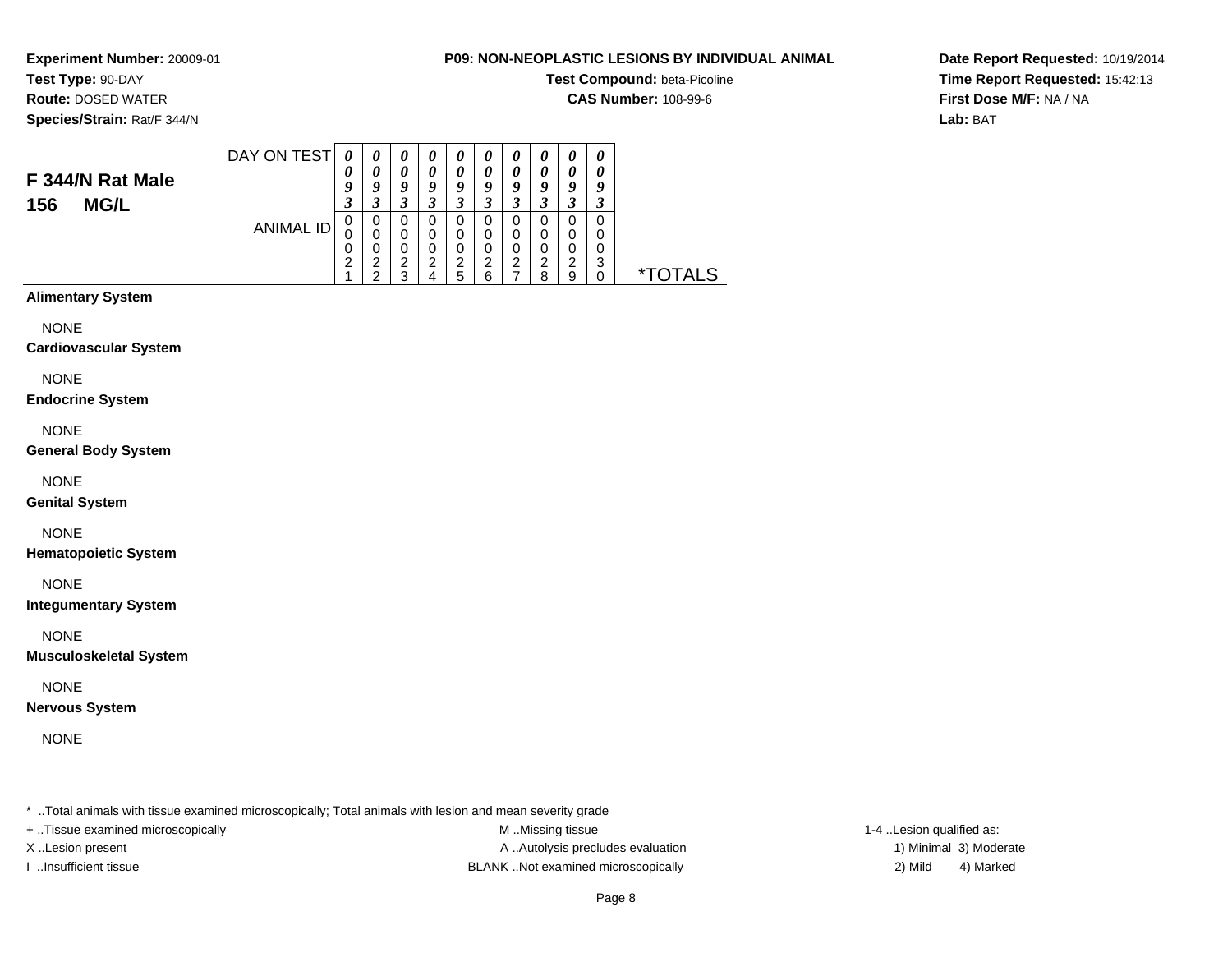**Experiment Number:** 20009-01
**Test Type:** 90-DAY
**Route:** DOSED WATER
**Species/Strain:** Rat/F 344/N

**P09: NON-NEOPLASTIC LESIONS BY INDIVIDUAL ANIMAL**
**Test Compound:** beta-Picoline
**CAS Number:** 108-99-6

**Date Report Requested:** 10/19/2014
**Time Report Requested:** 15:42:13
**First Dose M/F:** NA / NA
**Lab:** BAT

## F 344/N Rat Male
## 156 MG/L

| DAY ON TEST | 0093 | 0093 | 0093 | 0093 | 0093 | 0093 | 0093 | 0093 | 0093 | 0093 | |
|---|---|---|---|---|---|---|---|---|---|---|---|
| ANIMAL ID | 00021 | 00022 | 00023 | 00024 | 00025 | 00026 | 00027 | 00028 | 00029 | 00030 | *TOTALS |
| **Alimentary System** | | | | | | | | | | | |
| NONE | | | | | | | | | | | |
| **Cardiovascular System** | | | | | | | | | | | |
| NONE | | | | | | | | | | | |
| **Endocrine System** | | | | | | | | | | | |
| NONE | | | | | | | | | | | |
| **General Body System** | | | | | | | | | | | |
| NONE | | | | | | | | | | | |
| **Genital System** | | | | | | | | | | | |
| NONE | | | | | | | | | | | |
| **Hematopoietic System** | | | | | | | | | | | |
| NONE | | | | | | | | | | | |
| **Integumentary System** | | | | | | | | | | | |
| NONE | | | | | | | | | | | |
| **Musculoskeletal System** | | | | | | | | | | | |
| NONE | | | | | | | | | | | |
| **Nervous System** | | | | | | | | | | | |
| NONE | | | | | | | | | | | |

* ..Total animals with tissue examined microscopically; Total animals with lesion and mean severity grade

+ ..Tissue examined microscopically
X ..Lesion present
I ..Insufficient tissue

M ..Missing tissue
A ..Autolysis precludes evaluation
BLANK ..Not examined microscopically

1-4 ..Lesion qualified as:
1) Minimal 3) Moderate
2) Mild 4) Marked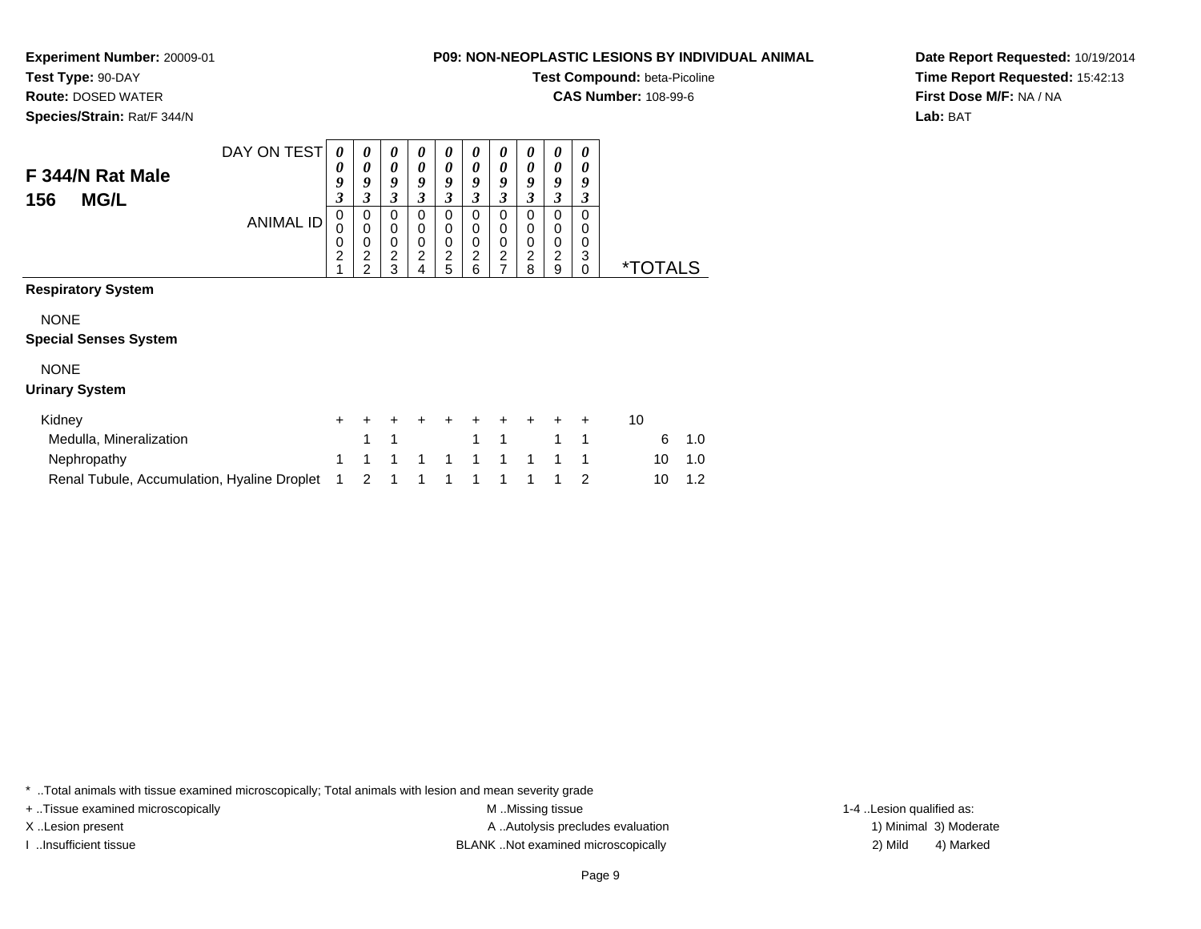**Experiment Number:** 20009-01
**Test Type:** 90-DAY
**Route:** DOSED WATER
**Species/Strain:** Rat/F 344/N

**P09: NON-NEOPLASTIC LESIONS BY INDIVIDUAL ANIMAL**
**Test Compound:** beta-Picoline
**CAS Number:** 108-99-6

**Date Report Requested:** 10/19/2014
**Time Report Requested:** 15:42:13
**First Dose M/F:** NA / NA
**Lab:** BAT

## F 344/N Rat Male
## 156 MG/L

| DAY ON TEST | 0093 | 0093 | 0093 | 0093 | 0093 | 0093 | 0093 | 0093 | 0093 | 0093 | | |
|---|---|---|---|---|---|---|---|---|---|---|---|---|
| ANIMAL ID | 00021 | 00022 | 00023 | 00024 | 00025 | 00026 | 00027 | 00028 | 00029 | 00030 | *TOTALS | |
| **Respiratory System** | | | | | | | | | | | | |
| NONE | | | | | | | | | | | | |
| **Special Senses System** | | | | | | | | | | | | |
| NONE | | | | | | | | | | | | |
| **Urinary System** | | | | | | | | | | | | |
| Kidney | + | + | + | + | + | + | + | + | + | + | 10 | |
| Medulla, Mineralization | | 1 | 1 | | | 1 | 1 | | 1 | 1 | 6 | 1.0 |
| Nephropathy | 1 | 1 | 1 | 1 | 1 | 1 | 1 | 1 | 1 | 1 | 10 | 1.0 |
| Renal Tubule, Accumulation, Hyaline Droplet | 1 | 2 | 1 | 1 | 1 | 1 | 1 | 1 | 1 | 2 | 10 | 1.2 |

* ..Total animals with tissue examined microscopically; Total animals with lesion and mean severity grade
+ ..Tissue examined microscopically
X ..Lesion present
I ..Insufficient tissue
M ..Missing tissue
A ..Autolysis precludes evaluation
BLANK ..Not examined microscopically
1-4 ..Lesion qualified as:
1) Minimal 3) Moderate
2) Mild 4) Marked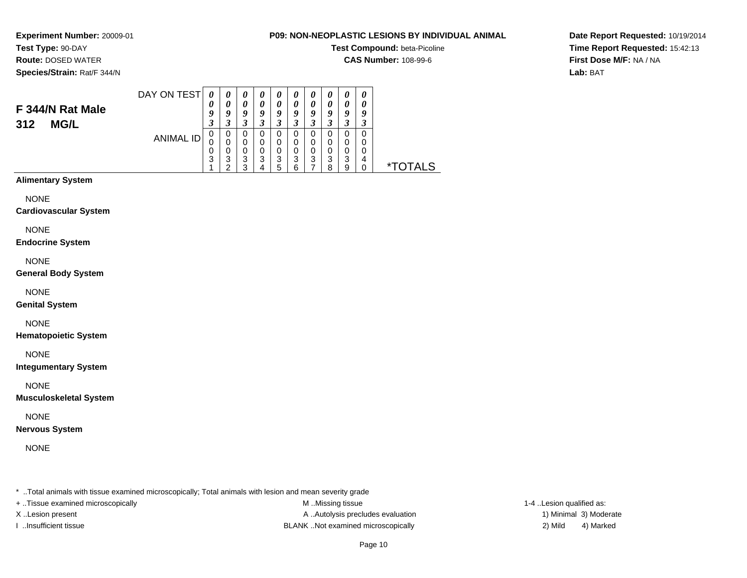**Experiment Number:** 20009-01
**Test Type:** 90-DAY
**Route:** DOSED WATER
**Species/Strain:** Rat/F 344/N

**P09: NON-NEOPLASTIC LESIONS BY INDIVIDUAL ANIMAL**
**Test Compound:** beta-Picoline
**CAS Number:** 108-99-6

**Date Report Requested:** 10/19/2014
**Time Report Requested:** 15:42:13
**First Dose M/F:** NA / NA
**Lab:** BAT

## F 344/N Rat Male 312 MG/L

| DAY ON TEST | 0093 | 0093 | 0093 | 0093 | 0093 | 0093 | 0093 | 0093 | 0093 | 0093 | |
|---|---|---|---|---|---|---|---|---|---|---|---|
| ANIMAL ID | 00031 | 00032 | 00033 | 00034 | 00035 | 00036 | 00037 | 00038 | 00039 | 00040 | *TOTALS |
| **Alimentary System** | | | | | | | | | | | |
| NONE | | | | | | | | | | | |
| **Cardiovascular System** | | | | | | | | | | | |
| NONE | | | | | | | | | | | |
| **Endocrine System** | | | | | | | | | | | |
| NONE | | | | | | | | | | | |
| **General Body System** | | | | | | | | | | | |
| NONE | | | | | | | | | | | |
| **Genital System** | | | | | | | | | | | |
| NONE | | | | | | | | | | | |
| **Hematopoietic System** | | | | | | | | | | | |
| NONE | | | | | | | | | | | |
| **Integumentary System** | | | | | | | | | | | |
| NONE | | | | | | | | | | | |
| **Musculoskeletal System** | | | | | | | | | | | |
| NONE | | | | | | | | | | | |
| **Nervous System** | | | | | | | | | | | |
| NONE | | | | | | | | | | | |

* ..Total animals with tissue examined microscopically; Total animals with lesion and mean severity grade

+ ..Tissue examined microscopically
X ..Lesion present
I ..Insufficient tissue

M ..Missing tissue
A ..Autolysis precludes evaluation
BLANK ..Not examined microscopically

1-4 ..Lesion qualified as:
1) Minimal 3) Moderate
2) Mild 4) Marked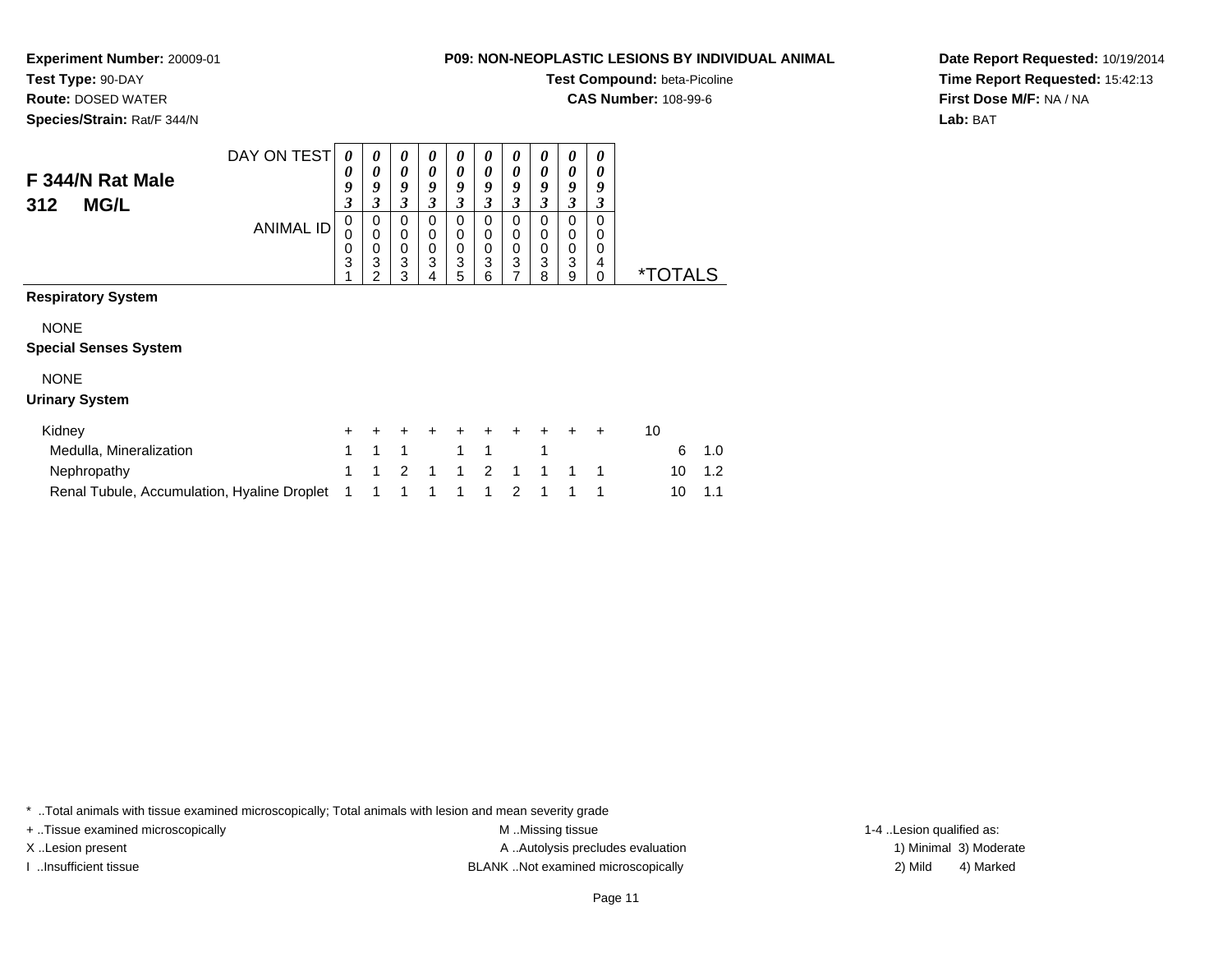**Experiment Number:** 20009-01
**Test Type:** 90-DAY
**Route:** DOSED WATER
**Species/Strain:** Rat/F 344/N

**P09: NON-NEOPLASTIC LESIONS BY INDIVIDUAL ANIMAL**
**Test Compound:** beta-Picoline
**CAS Number:** 108-99-6

**Date Report Requested:** 10/19/2014
**Time Report Requested:** 15:42:13
**First Dose M/F:** NA / NA
**Lab:** BAT

## F 344/N Rat Male 312 MG/L

| DAY ON TEST | 0093 | 0093 | 0093 | 0093 | 0093 | 0093 | 0093 | 0093 | 0093 | 0093 | |
|---|---|---|---|---|---|---|---|---|---|---|---|
| ANIMAL ID | 00031 | 00032 | 00033 | 00034 | 00035 | 00036 | 00037 | 00038 | 00039 | 00040 | *TOTALS |
| **Respiratory System** | | | | | | | | | | | |
| NONE | | | | | | | | | | | |
| **Special Senses System** | | | | | | | | | | | |
| NONE | | | | | | | | | | | |
| **Urinary System** | | | | | | | | | | | |
| Kidney | + | + | + | + | + | + | + | + | + | + | 10 |
| Medulla, Mineralization | 1 | 1 | 1 | | 1 | 1 | | 1 | | | 6 1.0 |
| Nephropathy | 1 | 1 | 2 | 1 | 1 | 2 | 1 | 1 | 1 | 1 | 10 1.2 |
| Renal Tubule, Accumulation, Hyaline Droplet | 1 | 1 | 1 | 1 | 1 | 1 | 2 | 1 | 1 | 1 | 10 1.1 |

\* ..Total animals with tissue examined microscopically; Total animals with lesion and mean severity grade
+ ..Tissue examined microscopically
X ..Lesion present
I ..Insufficient tissue
M ..Missing tissue
A ..Autolysis precludes evaluation
BLANK ..Not examined microscopically
1-4 ..Lesion qualified as:
1) Minimal 3) Moderate
2) Mild 4) Marked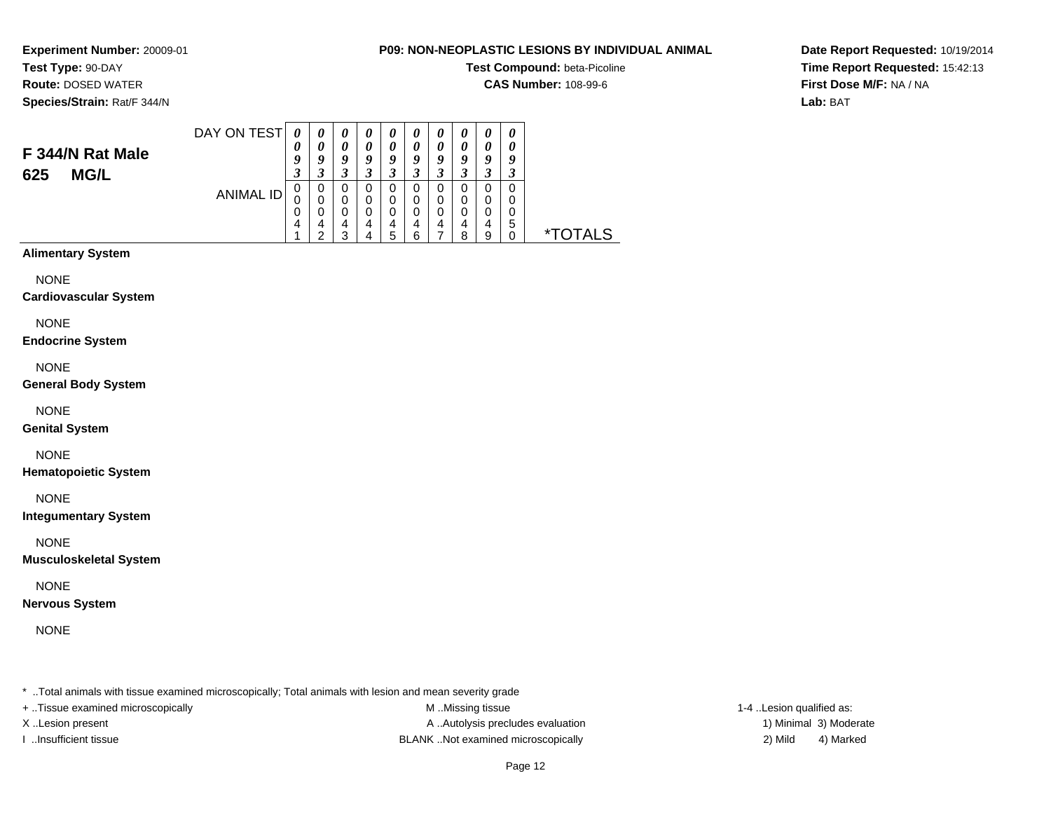**Experiment Number:** 20009-01
**Test Type:** 90-DAY
**Route:** DOSED WATER
**Species/Strain:** Rat/F 344/N

**P09: NON-NEOPLASTIC LESIONS BY INDIVIDUAL ANIMAL**
**Test Compound:** beta-Picoline
**CAS Number:** 108-99-6

**Date Report Requested:** 10/19/2014
**Time Report Requested:** 15:42:13
**First Dose M/F:** NA / NA
**Lab:** BAT

## F 344/N Rat Male
## 625 MG/L

| DAY ON TEST | 0093 | 0093 | 0093 | 0093 | 0093 | 0093 | 0093 | 0093 | 0093 | 0093 | |
|---|---|---|---|---|---|---|---|---|---|---|---|
| ANIMAL ID | 00041 | 00042 | 00043 | 00044 | 00045 | 00046 | 00047 | 00048 | 00049 | 00050 | *TOTALS |

**Alimentary System**

NONE

**Cardiovascular System**

NONE

**Endocrine System**

NONE

**General Body System**

NONE

**Genital System**

NONE

**Hematopoietic System**

NONE

**Integumentary System**

NONE

**Musculoskeletal System**

NONE

**Nervous System**

NONE

* ..Total animals with tissue examined microscopically; Total animals with lesion and mean severity grade
+ ..Tissue examined microscopically
X ..Lesion present
I ..Insufficient tissue
M ..Missing tissue
A ..Autolysis precludes evaluation
BLANK ..Not examined microscopically
1-4 ..Lesion qualified as:
1) Minimal 3) Moderate
2) Mild 4) Marked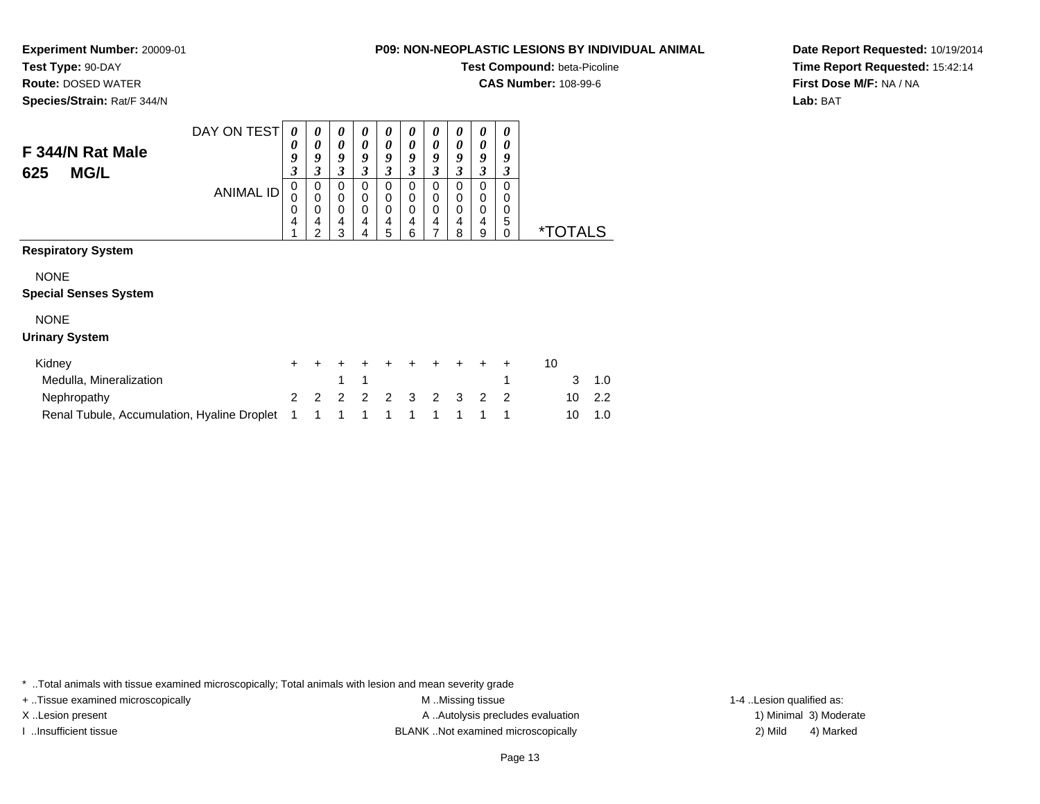**Experiment Number:** 20009-01
**Test Type:** 90-DAY
**Route:** DOSED WATER
**Species/Strain:** Rat/F 344/N

**P09: NON-NEOPLASTIC LESIONS BY INDIVIDUAL ANIMAL**
**Test Compound:** beta-Picoline
**CAS Number:** 108-99-6

**Date Report Requested:** 10/19/2014
**Time Report Requested:** 15:42:14
**First Dose M/F:** NA / NA
**Lab:** BAT

## F 344/N Rat Male 625 MG/L

| DAY ON TEST | 0093 | 0093 | 0093 | 0093 | 0093 | 0093 | 0093 | 0093 | 0093 | 0093 | | |
|---|---|---|---|---|---|---|---|---|---|---|---|---|
| ANIMAL ID | 00041 | 00042 | 00043 | 00044 | 00045 | 00046 | 00047 | 00048 | 00049 | 00050 | *TOTALS | |
| **Respiratory System** | | | | | | | | | | | | |
| NONE | | | | | | | | | | | | |
| **Special Senses System** | | | | | | | | | | | | |
| NONE | | | | | | | | | | | | |
| **Urinary System** | | | | | | | | | | | | |
| Kidney | + | + | + | + | + | + | + | + | + | + | 10 | |
| Medulla, Mineralization | | | 1 | 1 | | | | | | 1 | 3 | 1.0 |
| Nephropathy | 2 | 2 | 2 | 2 | 2 | 3 | 2 | 3 | 2 | 2 | 10 | 2.2 |
| Renal Tubule, Accumulation, Hyaline Droplet | 1 | 1 | 1 | 1 | 1 | 1 | 1 | 1 | 1 | 1 | 10 | 1.0 |

\* ..Total animals with tissue examined microscopically; Total animals with lesion and mean severity grade
+ ..Tissue examined microscopically
X ..Lesion present
I ..Insufficient tissue
M ..Missing tissue
A ..Autolysis precludes evaluation
BLANK ..Not examined microscopically
1-4 ..Lesion qualified as:
1) Minimal 2) Mild 3) Moderate 4) Marked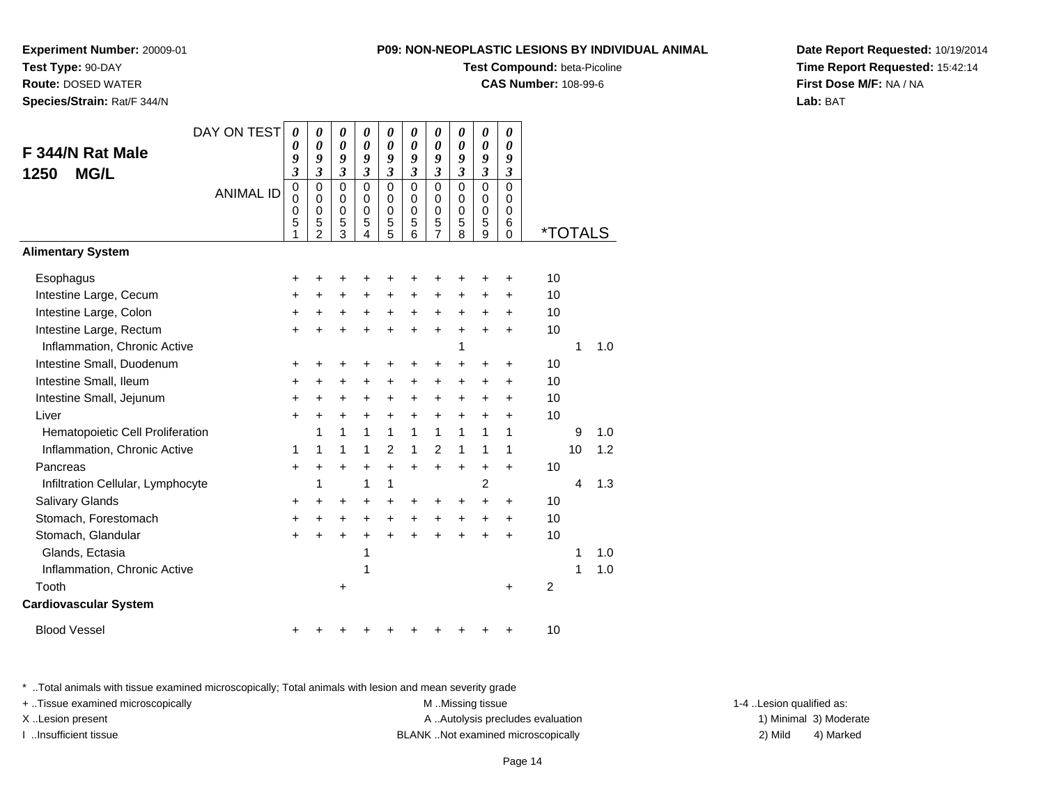**Experiment Number:** 20009-01
**Test Type:** 90-DAY
**Route:** DOSED WATER
**Species/Strain:** Rat/F 344/N

**P09: NON-NEOPLASTIC LESIONS BY INDIVIDUAL ANIMAL**
**Test Compound:** beta-Picoline
**CAS Number:** 108-99-6

**Date Report Requested:** 10/19/2014
**Time Report Requested:** 15:42:14
**First Dose M/F:** NA / NA
**Lab:** BAT

## F 344/N Rat Male
## 1250 MG/L

| DAY ON TEST | 0093 | 0093 | 0093 | 0093 | 0093 | 0093 | 0093 | 0093 | 0093 | 0093 | | | |
|---|---|---|---|---|---|---|---|---|---|---|---|---|---|
| **ANIMAL ID** | 00051 | 00052 | 00053 | 00054 | 00055 | 00056 | 00057 | 00058 | 00059 | 00060 | ***TOTALS** | | |
| **Alimentary System** | | | | | | | | | | | | | |
| Esophagus | + | + | + | + | + | + | + | + | + | + | 10 | | |
| Intestine Large, Cecum | + | + | + | + | + | + | + | + | + | + | 10 | | |
| Intestine Large, Colon | + | + | + | + | + | + | + | + | + | + | 10 | | |
| Intestine Large, Rectum | + | + | + | + | + | + | + | + | + | + | 10 | | |
| Inflammation, Chronic Active | | | | | | | | 1 | | | | 1 | 1.0 |
| Intestine Small, Duodenum | + | + | + | + | + | + | + | + | + | + | 10 | | |
| Intestine Small, Ileum | + | + | + | + | + | + | + | + | + | + | 10 | | |
| Intestine Small, Jejunum | + | + | + | + | + | + | + | + | + | + | 10 | | |
| Liver | + | + | + | + | + | + | + | + | + | + | 10 | | |
| Hematopoietic Cell Proliferation | | 1 | 1 | 1 | 1 | 1 | 1 | 1 | 1 | 1 | | 9 | 1.0 |
| Inflammation, Chronic Active | 1 | 1 | 1 | 1 | 2 | 1 | 2 | 1 | 1 | 1 | | 10 | 1.2 |
| Pancreas | + | + | + | + | + | + | + | + | + | + | 10 | | |
| Infiltration Cellular, Lymphocyte | | 1 | | 1 | 1 | | | | 2 | | | 4 | 1.3 |
| Salivary Glands | + | + | + | + | + | + | + | + | + | + | 10 | | |
| Stomach, Forestomach | + | + | + | + | + | + | + | + | + | + | 10 | | |
| Stomach, Glandular | + | + | + | + | + | + | + | + | + | + | 10 | | |
| Glands, Ectasia | | | | 1 | | | | | | | | 1 | 1.0 |
| Inflammation, Chronic Active | | | | 1 | | | | | | | | 1 | 1.0 |
| Tooth | | | + | | | | | | | + | 2 | | |
| **Cardiovascular System** | | | | | | | | | | | | | |
| Blood Vessel | + | + | + | + | + | + | + | + | + | + | 10 | | |

\* ..Total animals with tissue examined microscopically; Total animals with lesion and mean severity grade
+ ..Tissue examined microscopically
X ..Lesion present
I ..Insufficient tissue

M ..Missing tissue
A ..Autolysis precludes evaluation
BLANK ..Not examined microscopically

1-4 ..Lesion qualified as:
1) Minimal 3) Moderate
2) Mild 4) Marked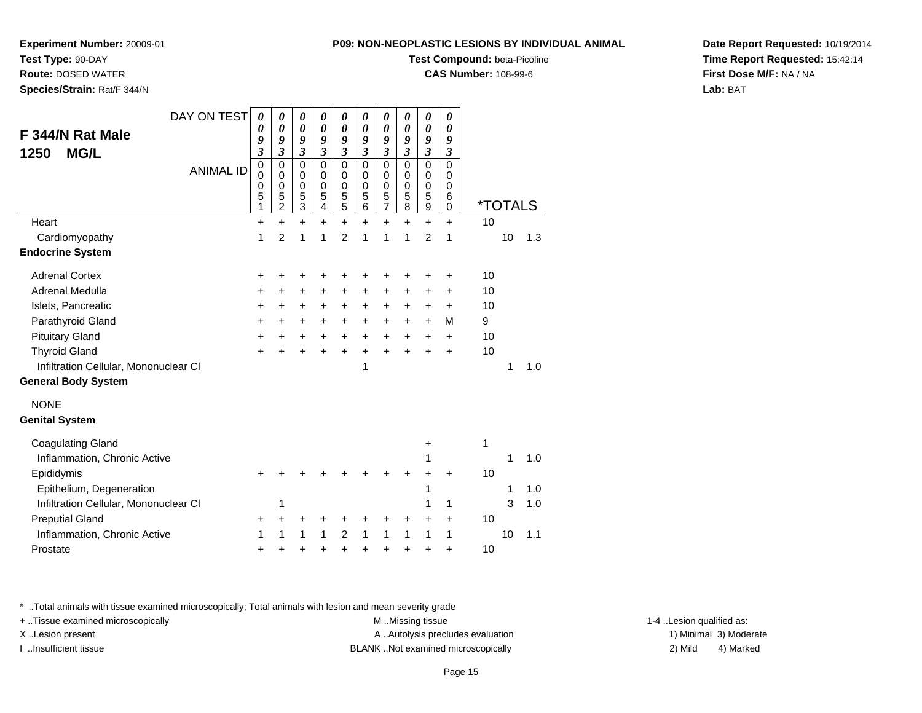**Experiment Number:** 20009-01
**Test Type:** 90-DAY
**Route:** DOSED WATER
**Species/Strain:** Rat/F 344/N

**P09: NON-NEOPLASTIC LESIONS BY INDIVIDUAL ANIMAL**
**Test Compound:** beta-Picoline
**CAS Number:** 108-99-6

**Date Report Requested:** 10/19/2014
**Time Report Requested:** 15:42:14
**First Dose M/F:** NA / NA
**Lab:** BAT

## F 344/N Rat Male 1250 MG/L

| DAY ON TEST | 0093 | 0093 | 0093 | 0093 | 0093 | 0093 | 0093 | 0093 | 0093 | 0093 | | | |
|---|---|---|---|---|---|---|---|---|---|---|---|---|---|
| ANIMAL ID | 00051 | 00052 | 00053 | 00054 | 00055 | 00056 | 00057 | 00058 | 00059 | 00060 | *TOTALS | | |
| Heart | + | + | + | + | + | + | + | + | + | + | 10 | | |
| Cardiomyopathy | 1 | 2 | 1 | 1 | 2 | 1 | 1 | 1 | 2 | 1 | | 10 | 1.3 |
| **Endocrine System** | | | | | | | | | | | | | |
| Adrenal Cortex | + | + | + | + | + | + | + | + | + | + | 10 | | |
| Adrenal Medulla | + | + | + | + | + | + | + | + | + | + | 10 | | |
| Islets, Pancreatic | + | + | + | + | + | + | + | + | + | + | 10 | | |
| Parathyroid Gland | + | + | + | + | + | + | + | + | + | M | 9 | | |
| Pituitary Gland | + | + | + | + | + | + | + | + | + | + | 10 | | |
| Thyroid Gland | + | + | + | + | + | + | + | + | + | + | 10 | | |
| Infiltration Cellular, Mononuclear Cl | | | | | | 1 | | | | | | 1 | 1.0 |
| **General Body System** | | | | | | | | | | | | | |
| NONE | | | | | | | | | | | | | |
| **Genital System** | | | | | | | | | | | | | |
| Coagulating Gland | | | | | | | | | + | | 1 | | |
| Inflammation, Chronic Active | | | | | | | | | 1 | | | 1 | 1.0 |
| Epididymis | + | + | + | + | + | + | + | + | + | + | 10 | | |
| Epithelium, Degeneration | | | | | | | | | 1 | | | 1 | 1.0 |
| Infiltration Cellular, Mononuclear Cl | | 1 | | | | | | | 1 | 1 | | 3 | 1.0 |
| Preputial Gland | + | + | + | + | + | + | + | + | + | + | 10 | | |
| Inflammation, Chronic Active | 1 | 1 | 1 | 1 | 2 | 1 | 1 | 1 | 1 | 1 | | 10 | 1.1 |
| Prostate | + | + | + | + | + | + | + | + | + | + | 10 | | |

\* ..Total animals with tissue examined microscopically; Total animals with lesion and mean severity grade
+ ..Tissue examined microscopically
X ..Lesion present
I ..Insufficient tissue
M ..Missing tissue
A ..Autolysis precludes evaluation
BLANK ..Not examined microscopically
1-4 ..Lesion qualified as: 1) Minimal 2) Mild 3) Moderate 4) Marked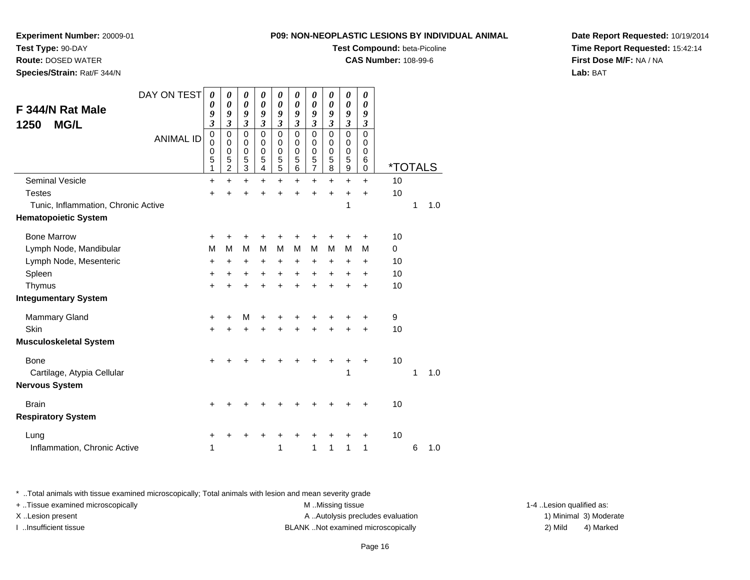**Experiment Number:** 20009-01
**Test Type:** 90-DAY
**Route:** DOSED WATER
**Species/Strain:** Rat/F 344/N

**P09: NON-NEOPLASTIC LESIONS BY INDIVIDUAL ANIMAL**
**Test Compound:** beta-Picoline
**CAS Number:** 108-99-6

**Date Report Requested:** 10/19/2014
**Time Report Requested:** 15:42:14
**First Dose M/F:** NA / NA
**Lab:** BAT

## F 344/N Rat Male 1250 MG/L

| DAY ON TEST | 0093 | 0093 | 0093 | 0093 | 0093 | 0093 | 0093 | 0093 | 0093 | 0093 | | | |
|---|---|---|---|---|---|---|---|---|---|---|---|---|---|
| ANIMAL ID | 00051 | 00052 | 00053 | 00054 | 00055 | 00056 | 00057 | 00058 | 00059 | 00060 | *TOTALS | | |
| Seminal Vesicle | + | + | + | + | + | + | + | + | + | + | 10 | | |
| Testes | + | + | + | + | + | + | + | + | + | + | 10 | | |
| Tunic, Inflammation, Chronic Active | | | | | | | | | 1 | | | 1 | 1.0 |
| **Hematopoietic System** | | | | | | | | | | | | | |
| Bone Marrow | + | + | + | + | + | + | + | + | + | + | 10 | | |
| Lymph Node, Mandibular | M | M | M | M | M | M | M | M | M | M | 0 | | |
| Lymph Node, Mesenteric | + | + | + | + | + | + | + | + | + | + | 10 | | |
| Spleen | + | + | + | + | + | + | + | + | + | + | 10 | | |
| Thymus | + | + | + | + | + | + | + | + | + | + | 10 | | |
| **Integumentary System** | | | | | | | | | | | | | |
| Mammary Gland | + | + | M | + | + | + | + | + | + | + | 9 | | |
| Skin | + | + | + | + | + | + | + | + | + | + | 10 | | |
| **Musculoskeletal System** | | | | | | | | | | | | | |
| Bone | + | + | + | + | + | + | + | + | + | + | 10 | | |
| Cartilage, Atypia Cellular | | | | | | | | | 1 | | | 1 | 1.0 |
| **Nervous System** | | | | | | | | | | | | | |
| Brain | + | + | + | + | + | + | + | + | + | + | 10 | | |
| **Respiratory System** | | | | | | | | | | | | | |
| Lung | + | + | + | + | + | + | + | + | + | + | 10 | | |
| Inflammation, Chronic Active | 1 | | | | 1 | | 1 | 1 | 1 | 1 | | 6 | 1.0 |

* ..Total animals with tissue examined microscopically; Total animals with lesion and mean severity grade
+ ..Tissue examined microscopically
X ..Lesion present
I ..Insufficient tissue
M ..Missing tissue
A ..Autolysis precludes evaluation
BLANK ..Not examined microscopically
1-4 ..Lesion qualified as: 1) Minimal 2) Mild 3) Moderate 4) Marked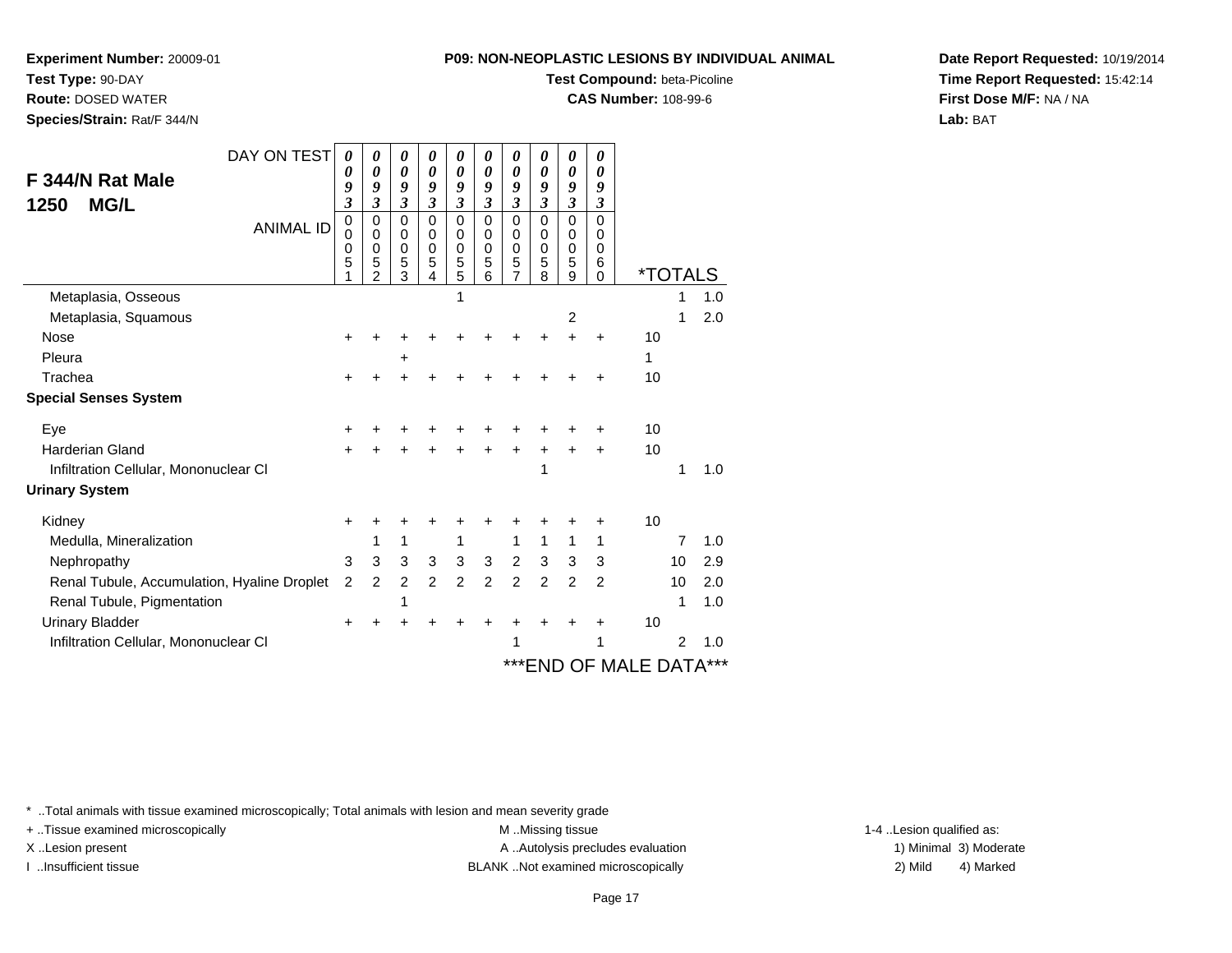**Experiment Number:** 20009-01
**Test Type:** 90-DAY
**Route:** DOSED WATER
**Species/Strain:** Rat/F 344/N

**P09: NON-NEOPLASTIC LESIONS BY INDIVIDUAL ANIMAL**
**Test Compound:** beta-Picoline
**CAS Number:** 108-99-6

**Date Report Requested:** 10/19/2014
**Time Report Requested:** 15:42:14
**First Dose M/F:** NA / NA
**Lab:** BAT

## F 344/N Rat Male 1250 MG/L

| DAY ON TEST | 0093 | 0093 | 0093 | 0093 | 0093 | 0093 | 0093 | 0093 | 0093 | 0093 | | |
|---|---|---|---|---|---|---|---|---|---|---|---|---|
| **ANIMAL ID** | 0051 | 0052 | 0053 | 0054 | 0055 | 0056 | 0057 | 0058 | 0059 | 0060 | ***TOTALS** | |
| Metaplasia, Osseous | | | | | 1 | | | | | | 1 | 1.0 |
| Metaplasia, Squamous | | | | | | | | | 2 | | 1 | 2.0 |
| Nose | + | + | + | + | + | + | + | + | + | + | 10 | |
| Pleura | | | + | | | | | | | | 1 | |
| Trachea | + | + | + | + | + | + | + | + | + | + | 10 | |
| **Special Senses System** | | | | | | | | | | | | |
| Eye | + | + | + | + | + | + | + | + | + | + | 10 | |
| Harderian Gland | + | + | + | + | + | + | + | + | + | + | 10 | |
| Infiltration Cellular, Mononuclear Cl | | | | | | | | 1 | | | 1 | 1.0 |
| **Urinary System** | | | | | | | | | | | | |
| Kidney | + | + | + | + | + | + | + | + | + | + | 10 | |
| Medulla, Mineralization | | 1 | 1 | | 1 | | 1 | 1 | 1 | 1 | 7 | 1.0 |
| Nephropathy | 3 | 3 | 3 | 3 | 3 | 3 | 2 | 3 | 3 | 3 | 10 | 2.9 |
| Renal Tubule, Accumulation, Hyaline Droplet | 2 | 2 | 2 | 2 | 2 | 2 | 2 | 2 | 2 | 2 | 10 | 2.0 |
| Renal Tubule, Pigmentation | | | 1 | | | | | | | | 1 | 1.0 |
| Urinary Bladder | + | + | + | + | + | + | + | + | + | + | 10 | |
| Infiltration Cellular, Mononuclear Cl | | | | | | | 1 | | | 1 | 2 | 1.0 |

***END OF MALE DATA***

* ..Total animals with tissue examined microscopically; Total animals with lesion and mean severity grade
+ ..Tissue examined microscopically
X ..Lesion present
I ..Insufficient tissue

M ..Missing tissue
A ..Autolysis precludes evaluation
BLANK ..Not examined microscopically

1-4 ..Lesion qualified as:
1) Minimal 3) Moderate
2) Mild 4) Marked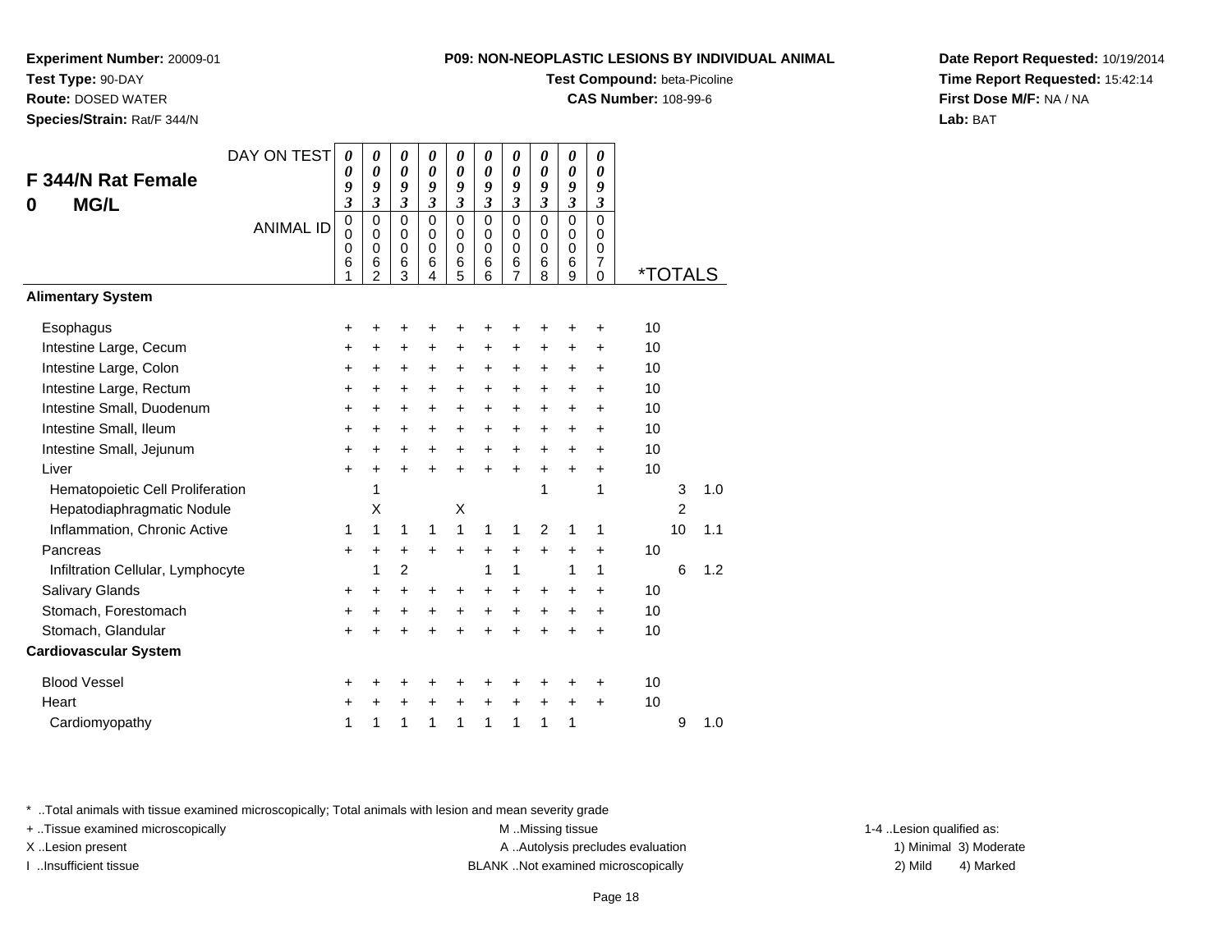**Experiment Number:** 20009-01
**Test Type:** 90-DAY
**Route:** DOSED WATER
**Species/Strain:** Rat/F 344/N

**P09: NON-NEOPLASTIC LESIONS BY INDIVIDUAL ANIMAL**
**Test Compound:** beta-Picoline
**CAS Number:** 108-99-6

**Date Report Requested:** 10/19/2014
**Time Report Requested:** 15:42:14
**First Dose M/F:** NA / NA
**Lab:** BAT

## F 344/N Rat Female
## 0 MG/L

| DAY ON TEST | 0093 | 0093 | 0093 | 0093 | 0093 | 0093 | 0093 | 0093 | 0093 | 0093 | | |
|---|---|---|---|---|---|---|---|---|---|---|---|---|
| ANIMAL ID | 00061 | 00062 | 00063 | 00064 | 00065 | 00066 | 00067 | 00068 | 00069 | 00070 | *TOTALS | |
| **Alimentary System** | | | | | | | | | | | | |
| Esophagus | + | + | + | + | + | + | + | + | + | + | 10 | |
| Intestine Large, Cecum | + | + | + | + | + | + | + | + | + | + | 10 | |
| Intestine Large, Colon | + | + | + | + | + | + | + | + | + | + | 10 | |
| Intestine Large, Rectum | + | + | + | + | + | + | + | + | + | + | 10 | |
| Intestine Small, Duodenum | + | + | + | + | + | + | + | + | + | + | 10 | |
| Intestine Small, Ileum | + | + | + | + | + | + | + | + | + | + | 10 | |
| Intestine Small, Jejunum | + | + | + | + | + | + | + | + | + | + | 10 | |
| Liver | + | + | + | + | + | + | + | + | + | + | 10 | |
| Hematopoietic Cell Proliferation | | 1 | | | | | | 1 | | 1 | 3 | 1.0 |
| Hepatodiaphragmatic Nodule | | X | | | X | | | | | | 2 | |
| Inflammation, Chronic Active | 1 | 1 | 1 | 1 | 1 | 1 | 1 | 2 | 1 | 1 | 10 | 1.1 |
| Pancreas | + | + | + | + | + | + | + | + | + | + | 10 | |
| Infiltration Cellular, Lymphocyte | | 1 | 2 | | | 1 | 1 | | 1 | 1 | 6 | 1.2 |
| Salivary Glands | + | + | + | + | + | + | + | + | + | + | 10 | |
| Stomach, Forestomach | + | + | + | + | + | + | + | + | + | + | 10 | |
| Stomach, Glandular | + | + | + | + | + | + | + | + | + | + | 10 | |
| **Cardiovascular System** | | | | | | | | | | | | |
| Blood Vessel | + | + | + | + | + | + | + | + | + | + | 10 | |
| Heart | + | + | + | + | + | + | + | + | + | + | 10 | |
| Cardiomyopathy | 1 | 1 | 1 | 1 | 1 | 1 | 1 | 1 | 1 | | 9 | 1.0 |

* ..Total animals with tissue examined microscopically; Total animals with lesion and mean severity grade
+ ..Tissue examined microscopically
X ..Lesion present
I ..Insufficient tissue
M ..Missing tissue
A ..Autolysis precludes evaluation
BLANK ..Not examined microscopically
1-4 ..Lesion qualified as:
1) Minimal 2) Mild 3) Moderate 4) Marked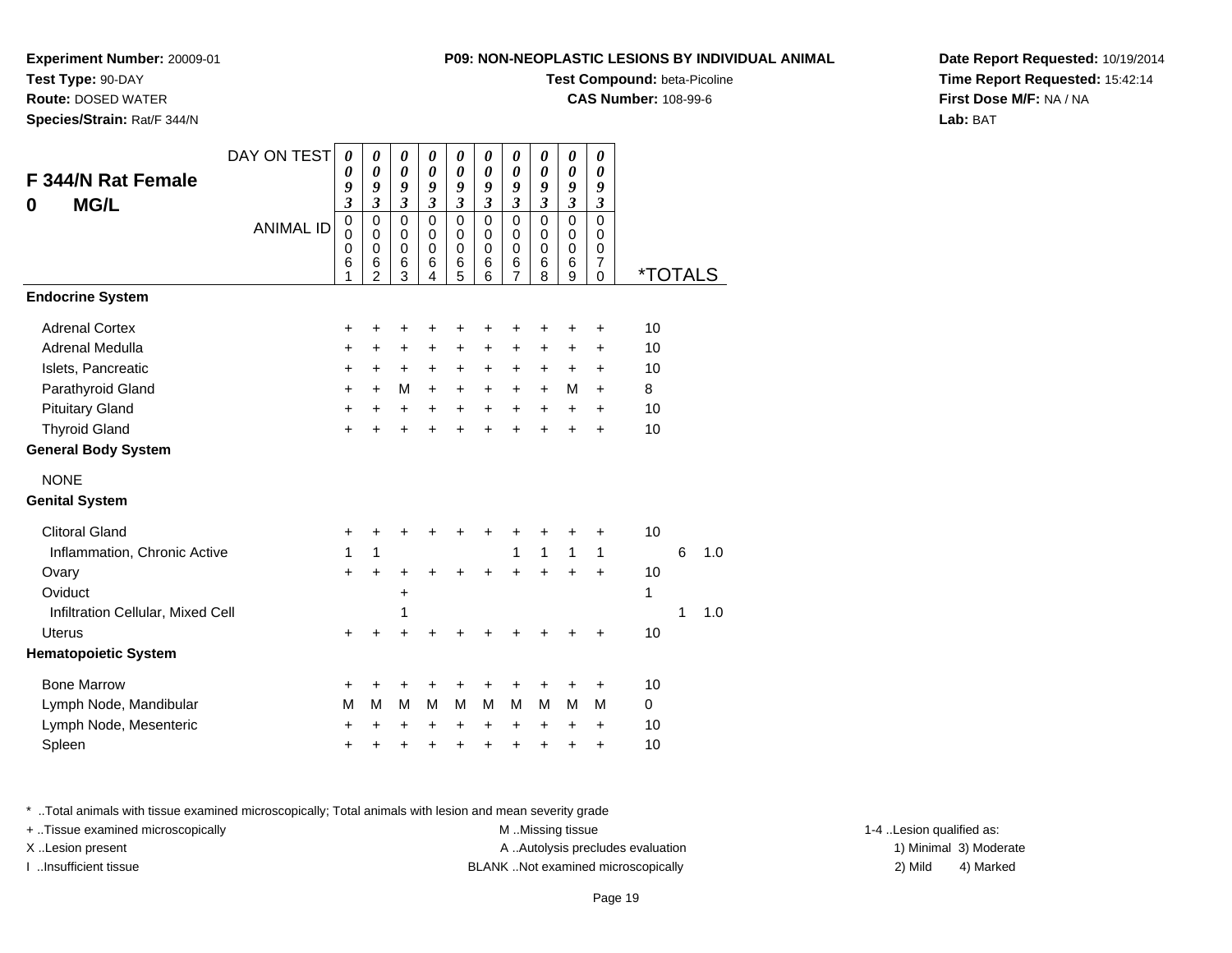**Experiment Number:** 20009-01
**Test Type:** 90-DAY
**Route:** DOSED WATER
**Species/Strain:** Rat/F 344/N

**P09: NON-NEOPLASTIC LESIONS BY INDIVIDUAL ANIMAL**
**Test Compound:** beta-Picoline
**CAS Number:** 108-99-6

**Date Report Requested:** 10/19/2014
**Time Report Requested:** 15:42:14
**First Dose M/F:** NA / NA
**Lab:** BAT

## F 344/N Rat Female
## 0 MG/L

| DAY ON TEST | 0093 | 0093 | 0093 | 0093 | 0093 | 0093 | 0093 | 0093 | 0093 | 0093 | | | |
|---|---|---|---|---|---|---|---|---|---|---|---|---|---|
| ANIMAL ID | 00061 | 00062 | 00063 | 00064 | 00065 | 00066 | 00067 | 00068 | 00069 | 00070 | *TOTALS | | |
| **Endocrine System** | | | | | | | | | | | | | |
| Adrenal Cortex | + | + | + | + | + | + | + | + | + | + | 10 | | |
| Adrenal Medulla | + | + | + | + | + | + | + | + | + | + | 10 | | |
| Islets, Pancreatic | + | + | + | + | + | + | + | + | + | + | 10 | | |
| Parathyroid Gland | + | + | M | + | + | + | + | + | M | + | 8 | | |
| Pituitary Gland | + | + | + | + | + | + | + | + | + | + | 10 | | |
| Thyroid Gland | + | + | + | + | + | + | + | + | + | + | 10 | | |
| **General Body System** | | | | | | | | | | | | | |
| NONE | | | | | | | | | | | | | |
| **Genital System** | | | | | | | | | | | | | |
| Clitoral Gland | + | + | + | + | + | + | + | + | + | + | 10 | | |
| Inflammation, Chronic Active | 1 | 1 | | | | | 1 | 1 | 1 | 1 | | 6 | 1.0 |
| Ovary | + | + | + | + | + | + | + | + | + | + | 10 | | |
| Oviduct | | | + | | | | | | | | 1 | | |
| Infiltration Cellular, Mixed Cell | | | 1 | | | | | | | | | 1 | 1.0 |
| Uterus | + | + | + | + | + | + | + | + | + | + | 10 | | |
| **Hematopoietic System** | | | | | | | | | | | | | |
| Bone Marrow | + | + | + | + | + | + | + | + | + | + | 10 | | |
| Lymph Node, Mandibular | M | M | M | M | M | M | M | M | M | M | 0 | | |
| Lymph Node, Mesenteric | + | + | + | + | + | + | + | + | + | + | 10 | | |
| Spleen | + | + | + | + | + | + | + | + | + | + | 10 | | |

* ..Total animals with tissue examined microscopically; Total animals with lesion and mean severity grade
+ ..Tissue examined microscopically
X ..Lesion present
I ..Insufficient tissue

M ..Missing tissue
A ..Autolysis precludes evaluation
BLANK ..Not examined microscopically

1-4 ..Lesion qualified as:
1) Minimal 3) Moderate
2) Mild 4) Marked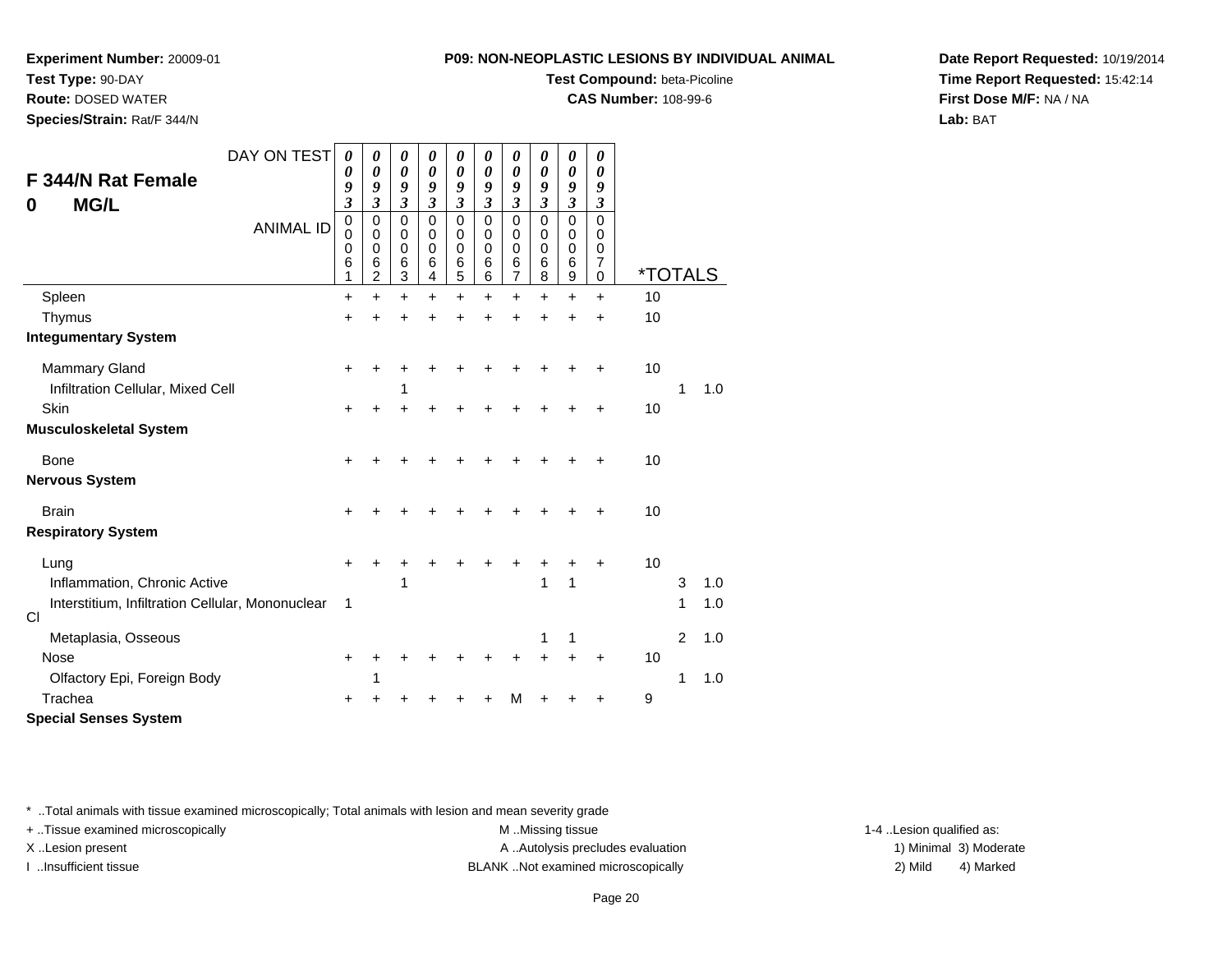**Experiment Number:** 20009-01
**Test Type:** 90-DAY
**Route:** DOSED WATER
**Species/Strain:** Rat/F 344/N

**P09: NON-NEOPLASTIC LESIONS BY INDIVIDUAL ANIMAL**
**Test Compound:** beta-Picoline
**CAS Number:** 108-99-6

**Date Report Requested:** 10/19/2014
**Time Report Requested:** 15:42:14
**First Dose M/F:** NA / NA
**Lab:** BAT

## F 344/N Rat Female
## 0 MG/L

| DAY ON TEST | 0093 | 0093 | 0093 | 0093 | 0093 | 0093 | 0093 | 0093 | 0093 | 0093 | | | |
|---|---|---|---|---|---|---|---|---|---|---|---|---|---|
| ANIMAL ID | 00061 | 00062 | 00063 | 00064 | 00065 | 00066 | 00067 | 00068 | 00069 | 00070 | *TOTALS | | |
| Spleen | + | + | + | + | + | + | + | + | + | + | 10 | | |
| Thymus | + | + | + | + | + | + | + | + | + | + | 10 | | |
| **Integumentary System** | | | | | | | | | | | | | |
| Mammary Gland | + | + | + | + | + | + | + | + | + | + | 10 | | |
| Infiltration Cellular, Mixed Cell | | | 1 | | | | | | | | | 1 | 1.0 |
| Skin | + | + | + | + | + | + | + | + | + | + | 10 | | |
| **Musculoskeletal System** | | | | | | | | | | | | | |
| Bone | + | + | + | + | + | + | + | + | + | + | 10 | | |
| **Nervous System** | | | | | | | | | | | | | |
| Brain | + | + | + | + | + | + | + | + | + | + | 10 | | |
| **Respiratory System** | | | | | | | | | | | | | |
| Lung | + | + | + | + | + | + | + | + | + | + | 10 | | |
| Inflammation, Chronic Active | | | 1 | | | | | 1 | 1 | | | 3 | 1.0 |
| Interstitium, Infiltration Cellular, Mononuclear Cl | 1 | | | | | | | | | | | 1 | 1.0 |
| Metaplasia, Osseous | | | | | | | | 1 | 1 | | | 2 | 1.0 |
| Nose | + | + | + | + | + | + | + | + | + | + | 10 | | |
| Olfactory Epi, Foreign Body | | 1 | | | | | | | | | | 1 | 1.0 |
| Trachea | + | + | + | + | + | + | M | + | + | + | 9 | | |
| **Special Senses System** | | | | | | | | | | | | | |

\* ..Total animals with tissue examined microscopically; Total animals with lesion and mean severity grade
+ ..Tissue examined microscopically
X ..Lesion present
I ..Insufficient tissue
M ..Missing tissue
A ..Autolysis precludes evaluation
BLANK ..Not examined microscopically
1-4 ..Lesion qualified as:
1) Minimal 2) Mild 3) Moderate 4) Marked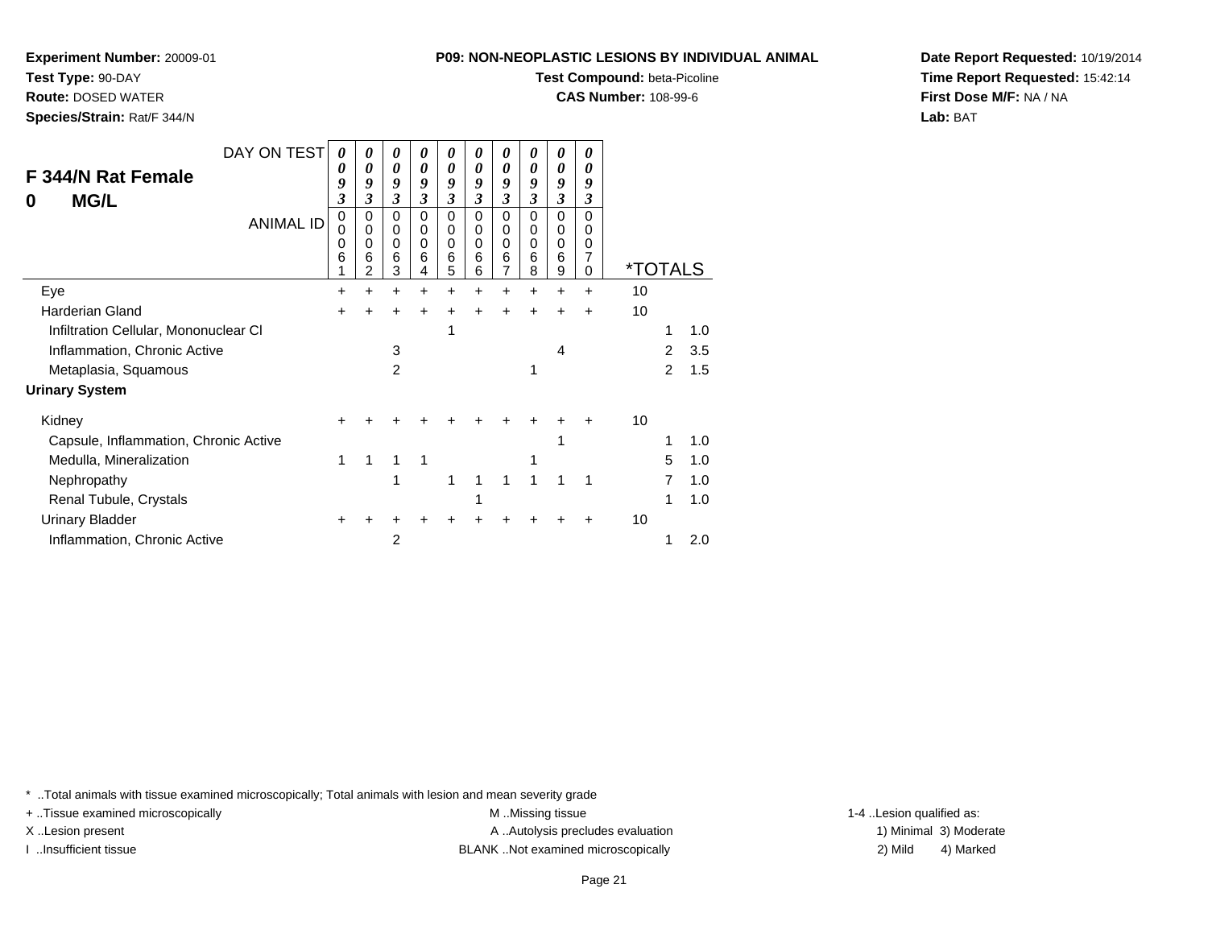**Experiment Number:** 20009-01
**Test Type:** 90-DAY
**Route:** DOSED WATER
**Species/Strain:** Rat/F 344/N

**P09: NON-NEOPLASTIC LESIONS BY INDIVIDUAL ANIMAL**
**Test Compound:** beta-Picoline
**CAS Number:** 108-99-6

**Date Report Requested:** 10/19/2014
**Time Report Requested:** 15:42:14
**First Dose M/F:** NA / NA
**Lab:** BAT

## F 344/N Rat Female
## 0 MG/L

| DAY ON TEST | 0093 | 0093 | 0093 | 0093 | 0093 | 0093 | 0093 | 0093 | 0093 | 0093 | | | |
|---|---|---|---|---|---|---|---|---|---|---|---|---|---|
| **ANIMAL ID** | 00061 | 00062 | 00063 | 00064 | 00065 | 00066 | 00067 | 00068 | 00069 | 00070 | ***TOTALS** | | |
| Eye | + | + | + | + | + | + | + | + | + | + | 10 | | |
| Harderian Gland | + | + | + | + | + | + | + | + | + | + | 10 | | |
| Infiltration Cellular, Mononuclear Cl | | | | | 1 | | | | | | | 1 | 1.0 |
| Inflammation, Chronic Active | | | 3 | | | | | | 4 | | | 2 | 3.5 |
| Metaplasia, Squamous | | | 2 | | | | | 1 | | | | 2 | 1.5 |
| **Urinary System** | | | | | | | | | | | | | |
| Kidney | + | + | + | + | + | + | + | + | + | + | 10 | | |
| Capsule, Inflammation, Chronic Active | | | | | | | | | 1 | | | 1 | 1.0 |
| Medulla, Mineralization | 1 | 1 | 1 | 1 | | | | 1 | | | | 5 | 1.0 |
| Nephropathy | | | 1 | | 1 | 1 | 1 | 1 | 1 | 1 | | 7 | 1.0 |
| Renal Tubule, Crystals | | | | | | 1 | | | | | | 1 | 1.0 |
| Urinary Bladder | + | + | + | + | + | + | + | + | + | + | 10 | | |
| Inflammation, Chronic Active | | | 2 | | | | | | | | | 1 | 2.0 |

\* ..Total animals with tissue examined microscopically; Total animals with lesion and mean severity grade

+ ..Tissue examined microscopically
X ..Lesion present
I ..Insufficient tissue

M ..Missing tissue
A ..Autolysis precludes evaluation
BLANK ..Not examined microscopically

1-4 ..Lesion qualified as:
1) Minimal 3) Moderate
2) Mild 4) Marked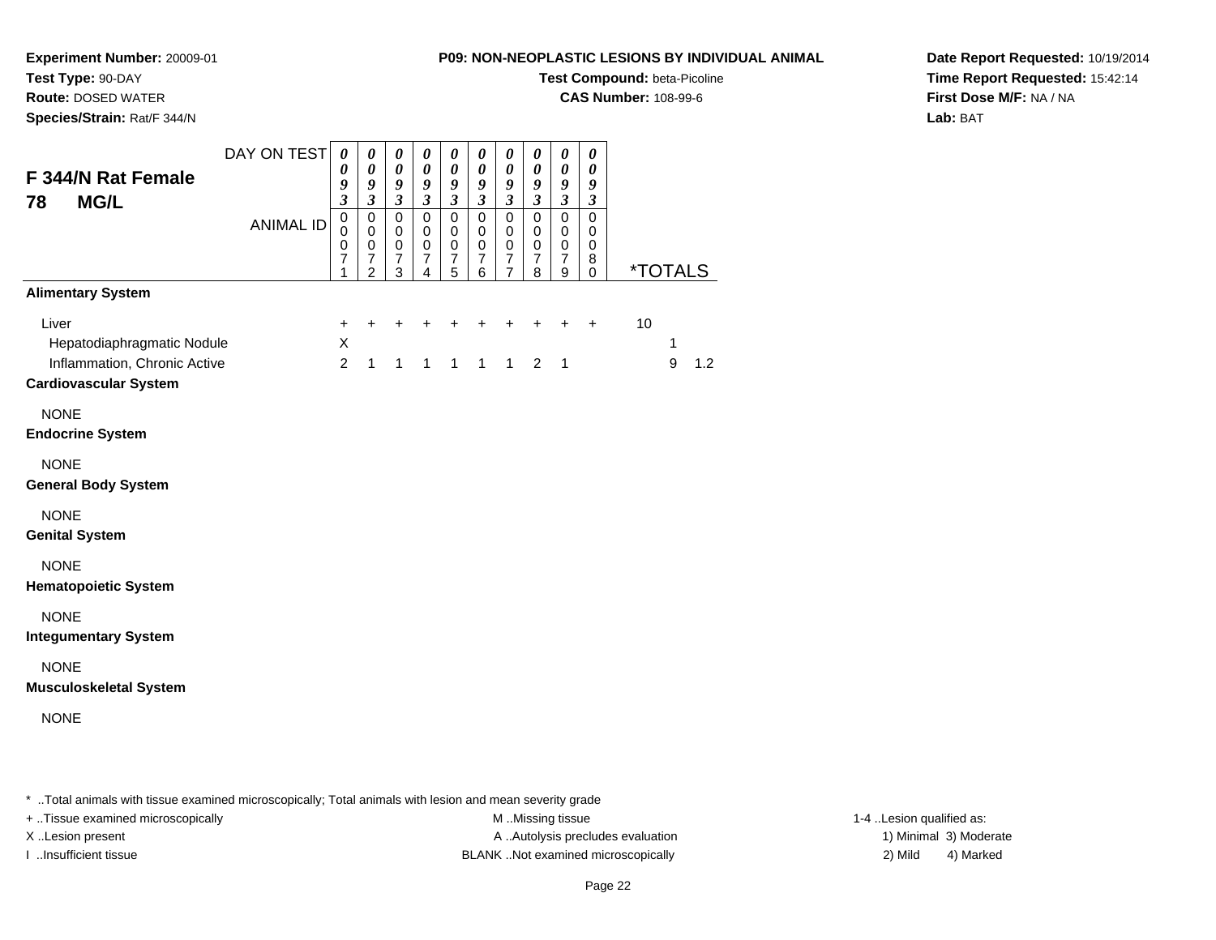**Experiment Number:** 20009-01
**Test Type:** 90-DAY
**Route:** DOSED WATER
**Species/Strain:** Rat/F 344/N

**P09: NON-NEOPLASTIC LESIONS BY INDIVIDUAL ANIMAL**
**Test Compound:** beta-Picoline
**CAS Number:** 108-99-6

**Date Report Requested:** 10/19/2014
**Time Report Requested:** 15:42:14
**First Dose M/F:** NA / NA
**Lab:** BAT

## F 344/N Rat Female 78 MG/L

| DAY ON TEST | 0093 | 0093 | 0093 | 0093 | 0093 | 0093 | 0093 | 0093 | 0093 | 0093 | | | |
|---|---|---|---|---|---|---|---|---|---|---|---|---|---|
| **ANIMAL ID** | 00071 | 00072 | 00073 | 00074 | 00075 | 00076 | 00077 | 00078 | 00079 | 00080 | ***TOTALS** | | |
| **Alimentary System** | | | | | | | | | | | | | |
| Liver | + | + | + | + | + | + | + | + | + | + | 10 | | |
| Hepatodiaphragmatic Nodule | X | | | | | | | | | | | 1 | |
| Inflammation, Chronic Active | 2 | 1 | 1 | 1 | 1 | 1 | 1 | 2 | 1 | | | 9 | 1.2 |
| **Cardiovascular System** | | | | | | | | | | | | | |
| NONE | | | | | | | | | | | | | |
| **Endocrine System** | | | | | | | | | | | | | |
| NONE | | | | | | | | | | | | | |
| **General Body System** | | | | | | | | | | | | | |
| NONE | | | | | | | | | | | | | |
| **Genital System** | | | | | | | | | | | | | |
| NONE | | | | | | | | | | | | | |
| **Hematopoietic System** | | | | | | | | | | | | | |
| NONE | | | | | | | | | | | | | |
| **Integumentary System** | | | | | | | | | | | | | |
| NONE | | | | | | | | | | | | | |
| **Musculoskeletal System** | | | | | | | | | | | | | |
| NONE | | | | | | | | | | | | | |

* ..Total animals with tissue examined microscopically; Total animals with lesion and mean severity grade
+ ..Tissue examined microscopically
X ..Lesion present
I ..Insufficient tissue

M ..Missing tissue
A ..Autolysis precludes evaluation
BLANK ..Not examined microscopically

1-4 ..Lesion qualified as:
1) Minimal 3) Moderate
2) Mild 4) Marked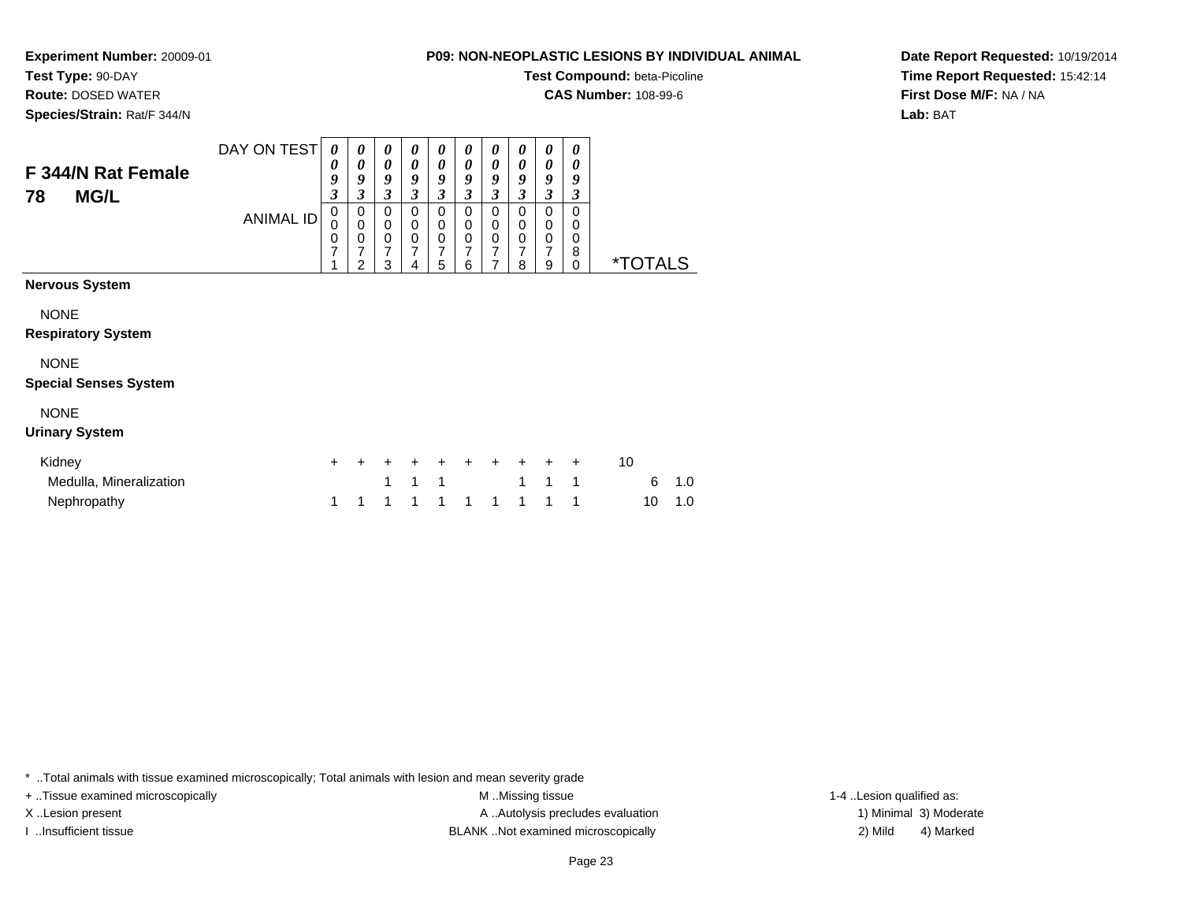**Experiment Number:** 20009-01
**Test Type:** 90-DAY
**Route:** DOSED WATER
**Species/Strain:** Rat/F 344/N

**P09: NON-NEOPLASTIC LESIONS BY INDIVIDUAL ANIMAL**
**Test Compound:** beta-Picoline
**CAS Number:** 108-99-6

**Date Report Requested:** 10/19/2014
**Time Report Requested:** 15:42:14
**First Dose M/F:** NA / NA
**Lab:** BAT

## F 344/N Rat Female 78 MG/L

| DAY ON TEST | 0093 | 0093 | 0093 | 0093 | 0093 | 0093 | 0093 | 0093 | 0093 | 0093 | | |
|---|---|---|---|---|---|---|---|---|---|---|---|---|
| ANIMAL ID | 00071 | 00072 | 00073 | 00074 | 00075 | 00076 | 00077 | 00078 | 00079 | 00080 | *TOTALS | |
| **Nervous System** | | | | | | | | | | | | |
| NONE | | | | | | | | | | | | |
| **Respiratory System** | | | | | | | | | | | | |
| NONE | | | | | | | | | | | | |
| **Special Senses System** | | | | | | | | | | | | |
| NONE | | | | | | | | | | | | |
| **Urinary System** | | | | | | | | | | | | |
| Kidney | + | + | + | + | + | + | + | + | + | + | 10 | |
| Medulla, Mineralization | | | 1 | 1 | 1 | | | 1 | 1 | 1 | 6 | 1.0 |
| Nephropathy | 1 | 1 | 1 | 1 | 1 | 1 | 1 | 1 | 1 | 1 | 10 | 1.0 |

* ..Total animals with tissue examined microscopically; Total animals with lesion and mean severity grade
+ ..Tissue examined microscopically
X ..Lesion present
I ..Insufficient tissue
M ..Missing tissue
A ..Autolysis precludes evaluation
BLANK ..Not examined microscopically
1-4 ..Lesion qualified as:
1) Minimal 3) Moderate
2) Mild 4) Marked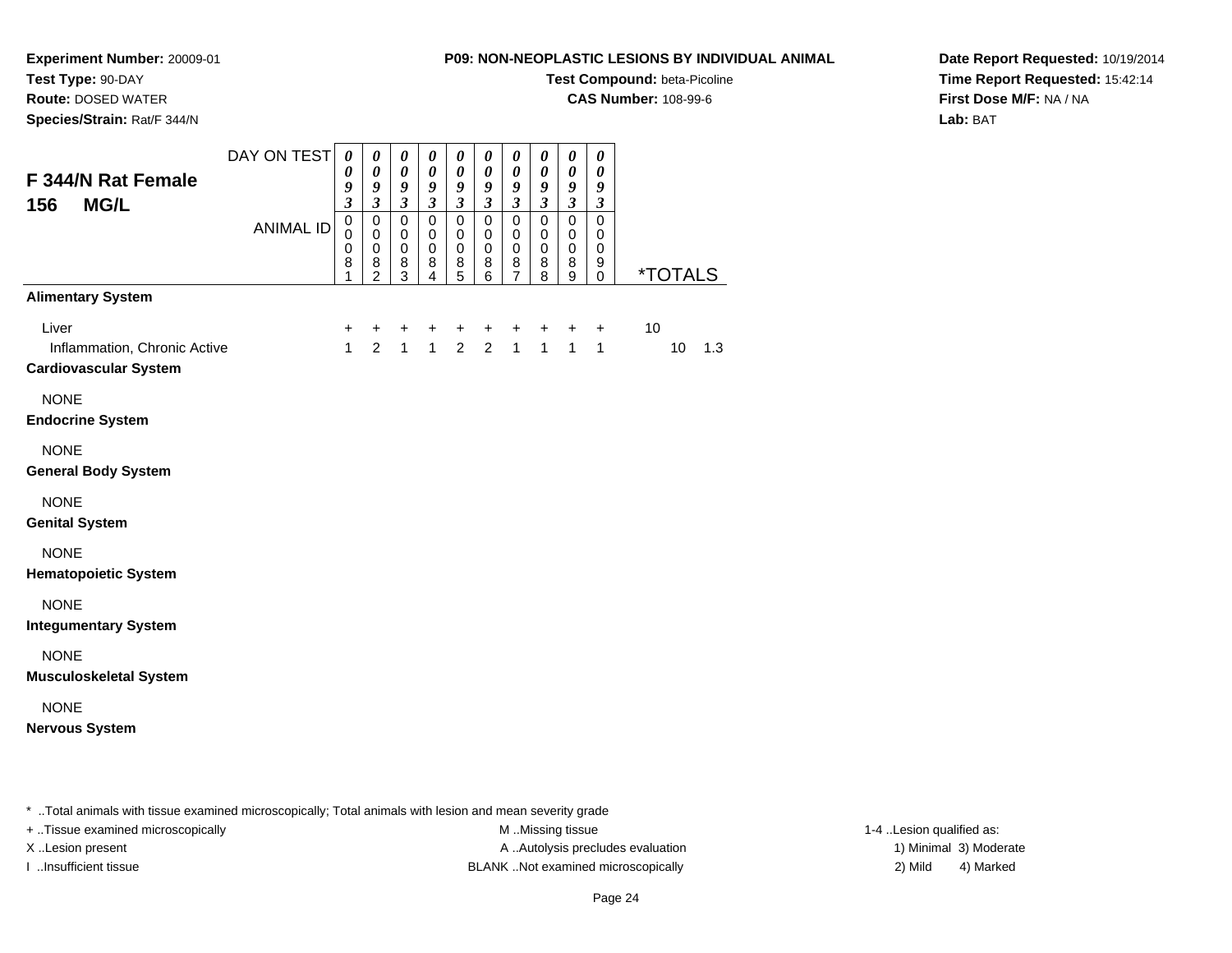**Experiment Number:** 20009-01
**Test Type:** 90-DAY
**Route:** DOSED WATER
**Species/Strain:** Rat/F 344/N

**P09: NON-NEOPLASTIC LESIONS BY INDIVIDUAL ANIMAL**
**Test Compound:** beta-Picoline
**CAS Number:** 108-99-6

**Date Report Requested:** 10/19/2014
**Time Report Requested:** 15:42:14
**First Dose M/F:** NA / NA
**Lab:** BAT

## F 344/N Rat Female 156 MG/L

| DAY ON TEST | 0093 | 0093 | 0093 | 0093 | 0093 | 0093 | 0093 | 0093 | 0093 | 0093 | | | |
|---|---|---|---|---|---|---|---|---|---|---|---|---|---|
| ANIMAL ID | 00081 | 00082 | 00083 | 00084 | 00085 | 00086 | 00087 | 00088 | 00089 | 00090 | *TOTALS | | |
| **Alimentary System** | | | | | | | | | | | | | |
| Liver | + | + | + | + | + | + | + | + | + | + | 10 | | |
| Inflammation, Chronic Active | 1 | 2 | 1 | 1 | 2 | 2 | 1 | 1 | 1 | 1 | | 10 | 1.3 |
| **Cardiovascular System** | | | | | | | | | | | | | |
| NONE | | | | | | | | | | | | | |
| **Endocrine System** | | | | | | | | | | | | | |
| NONE | | | | | | | | | | | | | |
| **General Body System** | | | | | | | | | | | | | |
| NONE | | | | | | | | | | | | | |
| **Genital System** | | | | | | | | | | | | | |
| NONE | | | | | | | | | | | | | |
| **Hematopoietic System** | | | | | | | | | | | | | |
| NONE | | | | | | | | | | | | | |
| **Integumentary System** | | | | | | | | | | | | | |
| NONE | | | | | | | | | | | | | |
| **Musculoskeletal System** | | | | | | | | | | | | | |
| NONE | | | | | | | | | | | | | |
| **Nervous System** | | | | | | | | | | | | | |

* ..Total animals with tissue examined microscopically; Total animals with lesion and mean severity grade

+ ..Tissue examined microscopically
X ..Lesion present
I ..Insufficient tissue

M ..Missing tissue
A ..Autolysis precludes evaluation
BLANK ..Not examined microscopically

1-4 ..Lesion qualified as:
1) Minimal 3) Moderate
2) Mild 4) Marked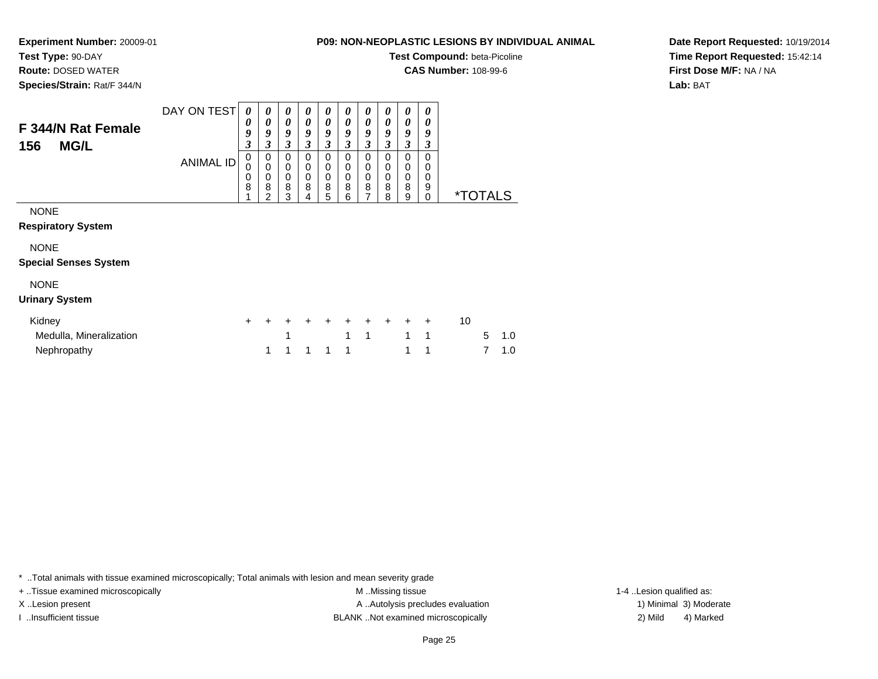**Experiment Number:** 20009-01
**Test Type:** 90-DAY
**Route:** DOSED WATER
**Species/Strain:** Rat/F 344/N

**P09: NON-NEOPLASTIC LESIONS BY INDIVIDUAL ANIMAL**
**Test Compound:** beta-Picoline
**CAS Number:** 108-99-6

**Date Report Requested:** 10/19/2014
**Time Report Requested:** 15:42:14
**First Dose M/F:** NA / NA
**Lab:** BAT

| **F 344/N Rat Female 156 MG/L** | | | | | | | | | | | | |
|---|---|---|---|---|---|---|---|---|---|---|---|---|
| DAY ON TEST | 0093 | 0093 | 0093 | 0093 | 0093 | 0093 | 0093 | 0093 | 0093 | 0093 | | |
| ANIMAL ID | 00081 | 00082 | 00083 | 00084 | 00085 | 00086 | 00087 | 00088 | 00089 | 00090 | *TOTALS | |
| NONE | | | | | | | | | | | | |
| **Respiratory System** | | | | | | | | | | | | |
| NONE | | | | | | | | | | | | |
| **Special Senses System** | | | | | | | | | | | | |
| NONE | | | | | | | | | | | | |
| **Urinary System** | | | | | | | | | | | | |
| Kidney | + | + | + | + | + | + | + | + | + | + | 10 | |
| Medulla, Mineralization | | | 1 | | | 1 | 1 | | 1 | 1 | 5 | 1.0 |
| Nephropathy | | 1 | 1 | 1 | 1 | 1 | | | 1 | 1 | 7 | 1.0 |

* ..Total animals with tissue examined microscopically; Total animals with lesion and mean severity grade
+ ..Tissue examined microscopically
X ..Lesion present
I ..Insufficient tissue

M ..Missing tissue
A ..Autolysis precludes evaluation
BLANK ..Not examined microscopically

1-4 ..Lesion qualified as:
1) Minimal 3) Moderate
2) Mild 4) Marked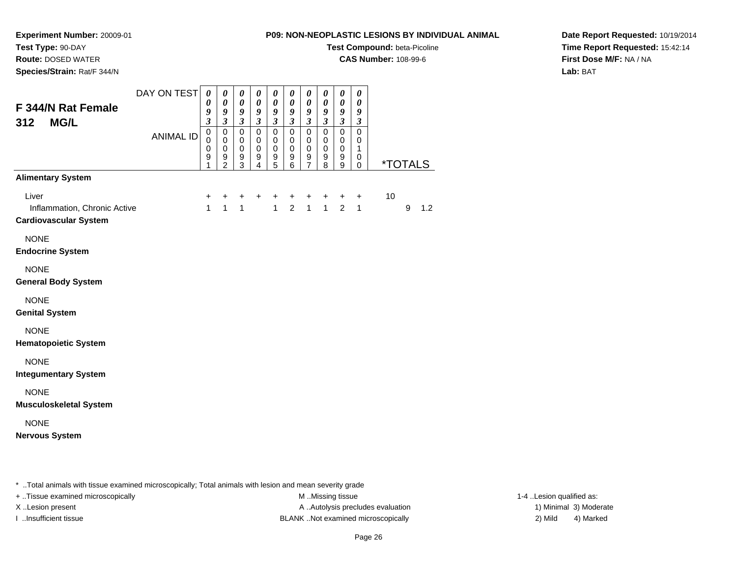**Experiment Number:** 20009-01
**Test Type:** 90-DAY
**Route:** DOSED WATER
**Species/Strain:** Rat/F 344/N

**P09: NON-NEOPLASTIC LESIONS BY INDIVIDUAL ANIMAL**
**Test Compound:** beta-Picoline
**CAS Number:** 108-99-6

**Date Report Requested:** 10/19/2014
**Time Report Requested:** 15:42:14
**First Dose M/F:** NA / NA
**Lab:** BAT

## F 344/N Rat Female 312 MG/L

| DAY ON TEST | 0093 | 0093 | 0093 | 0093 | 0093 | 0093 | 0093 | 0093 | 0093 | 0093 | | | |
|---|---|---|---|---|---|---|---|---|---|---|---|---|---|
| ANIMAL ID | 00091 | 00092 | 00093 | 00094 | 00095 | 00096 | 00097 | 00098 | 00099 | 00100 | *TOTALS | | |
| **Alimentary System** | | | | | | | | | | | | | |
| Liver | + | + | + | + | + | + | + | + | + | + | 10 | | |
| Inflammation, Chronic Active | 1 | 1 | 1 | | 1 | 2 | 1 | 1 | 2 | 1 | | 9 | 1.2 |
| **Cardiovascular System** | | | | | | | | | | | | | |
| NONE | | | | | | | | | | | | | |
| **Endocrine System** | | | | | | | | | | | | | |
| NONE | | | | | | | | | | | | | |
| **General Body System** | | | | | | | | | | | | | |
| NONE | | | | | | | | | | | | | |
| **Genital System** | | | | | | | | | | | | | |
| NONE | | | | | | | | | | | | | |
| **Hematopoietic System** | | | | | | | | | | | | | |
| NONE | | | | | | | | | | | | | |
| **Integumentary System** | | | | | | | | | | | | | |
| NONE | | | | | | | | | | | | | |
| **Musculoskeletal System** | | | | | | | | | | | | | |
| NONE | | | | | | | | | | | | | |
| **Nervous System** | | | | | | | | | | | | | |

* ..Total animals with tissue examined microscopically; Total animals with lesion and mean severity grade
+ ..Tissue examined microscopically
X ..Lesion present
I ..Insufficient tissue

M ..Missing tissue
A ..Autolysis precludes evaluation
BLANK ..Not examined microscopically

1-4 ..Lesion qualified as:
1) Minimal 3) Moderate
2) Mild 4) Marked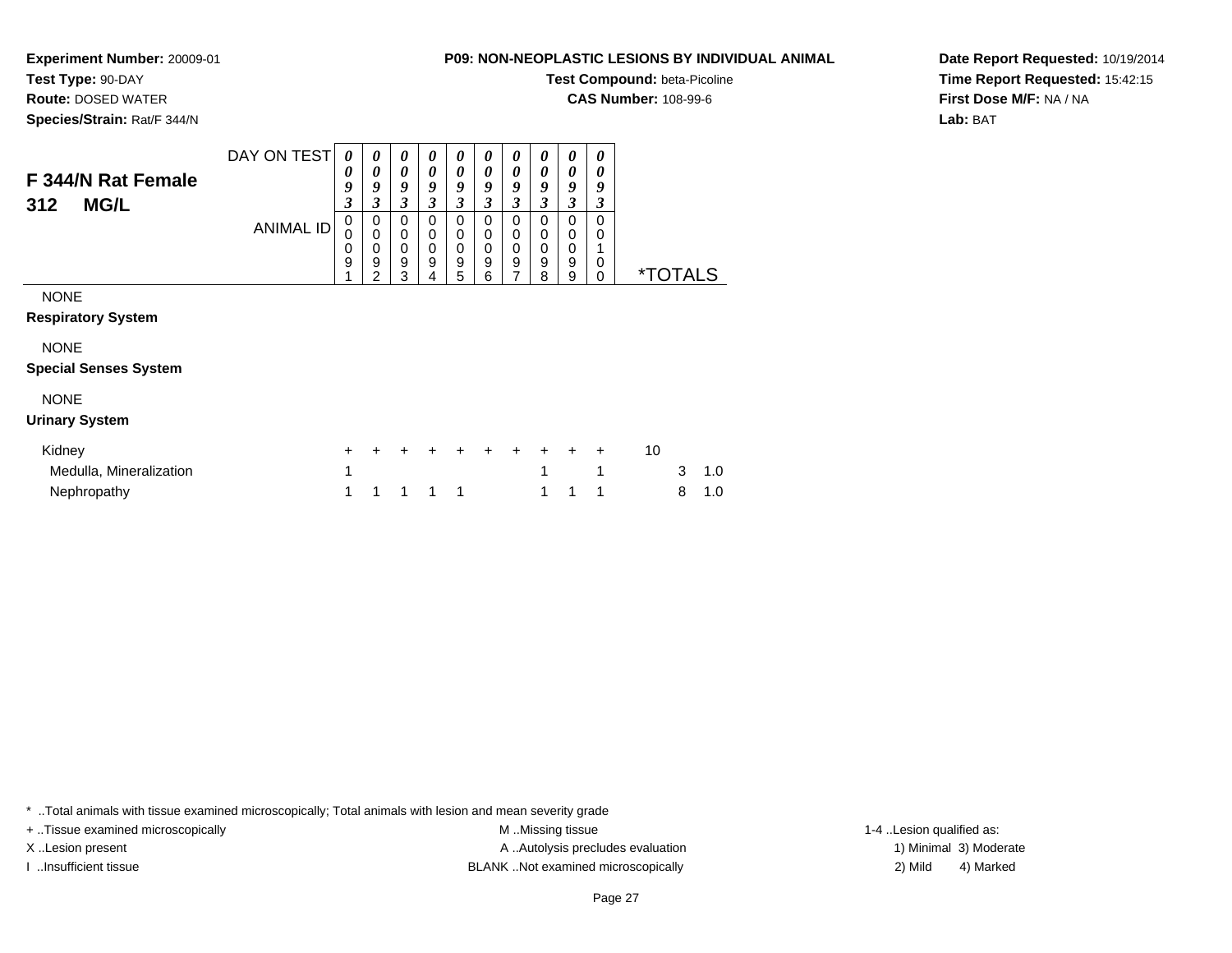**Experiment Number:** 20009-01
**Test Type:** 90-DAY
**Route:** DOSED WATER
**Species/Strain:** Rat/F 344/N

**P09: NON-NEOPLASTIC LESIONS BY INDIVIDUAL ANIMAL**
**Test Compound:** beta-Picoline
**CAS Number:** 108-99-6

**Date Report Requested:** 10/19/2014
**Time Report Requested:** 15:42:15
**First Dose M/F:** NA / NA
**Lab:** BAT

## F 344/N Rat Female 312 MG/L

| DAY ON TEST | 0093 | 0093 | 0093 | 0093 | 0093 | 0093 | 0093 | 0093 | 0093 | 0093 | | |
|---|---|---|---|---|---|---|---|---|---|---|---|---|
| ANIMAL ID | 00091 | 00092 | 00093 | 00094 | 00095 | 00096 | 00097 | 00098 | 00099 | 00100 | *TOTALS | |
| NONE | | | | | | | | | | | | |
| **Respiratory System** | | | | | | | | | | | | |
| NONE | | | | | | | | | | | | |
| **Special Senses System** | | | | | | | | | | | | |
| NONE | | | | | | | | | | | | |
| **Urinary System** | | | | | | | | | | | | |
| Kidney | + | + | + | + | + | + | + | + | + | + | 10 | |
| Medulla, Mineralization | 1 | | | | | | | 1 | | 1 | 3 | 1.0 |
| Nephropathy | 1 | 1 | 1 | 1 | 1 | | | 1 | 1 | 1 | 8 | 1.0 |

* ..Total animals with tissue examined microscopically; Total animals with lesion and mean severity grade
+ ..Tissue examined microscopically
X ..Lesion present
I ..Insufficient tissue
M ..Missing tissue
A ..Autolysis precludes evaluation
BLANK ..Not examined microscopically
1-4 ..Lesion qualified as:
1) Minimal 3) Moderate
2) Mild 4) Marked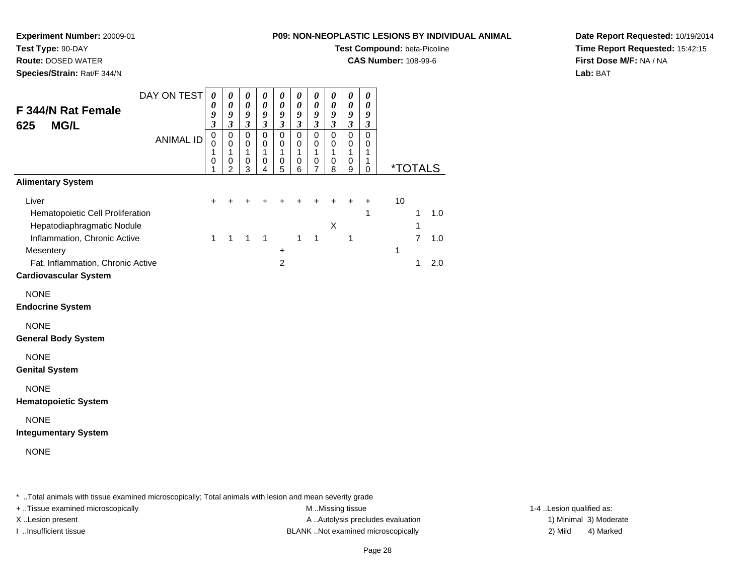**Experiment Number:** 20009-01
**Test Type:** 90-DAY
**Route:** DOSED WATER
**Species/Strain:** Rat/F 344/N

**P09: NON-NEOPLASTIC LESIONS BY INDIVIDUAL ANIMAL**
**Test Compound:** beta-Picoline
**CAS Number:** 108-99-6

**Date Report Requested:** 10/19/2014
**Time Report Requested:** 15:42:15
**First Dose M/F:** NA / NA
**Lab:** BAT

## F 344/N Rat Female 625 MG/L

| DAY ON TEST | 0093 | 0093 | 0093 | 0093 | 0093 | 0093 | 0093 | 0093 | 0093 | 0093 | *TOTALS | | |
|---|---|---|---|---|---|---|---|---|---|---|---|---|---|
| ANIMAL ID | 00101 | 00102 | 00103 | 00104 | 00105 | 00106 | 00107 | 00108 | 00109 | 00110 | | | |
| **Alimentary System** | | | | | | | | | | | | | |
| Liver | + | + | + | + | + | + | + | + | + | + | 10 | | |
| Hematopoietic Cell Proliferation | | | | | | | | | | 1 | | 1 | 1.0 |
| Hepatodiaphragmatic Nodule | | | | | | | | X | | | | 1 | |
| Inflammation, Chronic Active | 1 | 1 | 1 | 1 | | 1 | 1 | | 1 | | | 7 | 1.0 |
| Mesentery | | | | | + | | | | | | 1 | | |
| Fat, Inflammation, Chronic Active | | | | | 2 | | | | | | | 1 | 2.0 |
| **Cardiovascular System** | | | | | | | | | | | | | |
| NONE | | | | | | | | | | | | | |
| **Endocrine System** | | | | | | | | | | | | | |
| NONE | | | | | | | | | | | | | |
| **General Body System** | | | | | | | | | | | | | |
| NONE | | | | | | | | | | | | | |
| **Genital System** | | | | | | | | | | | | | |
| NONE | | | | | | | | | | | | | |
| **Hematopoietic System** | | | | | | | | | | | | | |
| NONE | | | | | | | | | | | | | |
| **Integumentary System** | | | | | | | | | | | | | |
| NONE | | | | | | | | | | | | | |

* ..Total animals with tissue examined microscopically; Total animals with lesion and mean severity grade
+ ..Tissue examined microscopically
X ..Lesion present
I ..Insufficient tissue
M ..Missing tissue
A ..Autolysis precludes evaluation
BLANK ..Not examined microscopically
1-4 ..Lesion qualified as: 1) Minimal 2) Mild 3) Moderate 4) Marked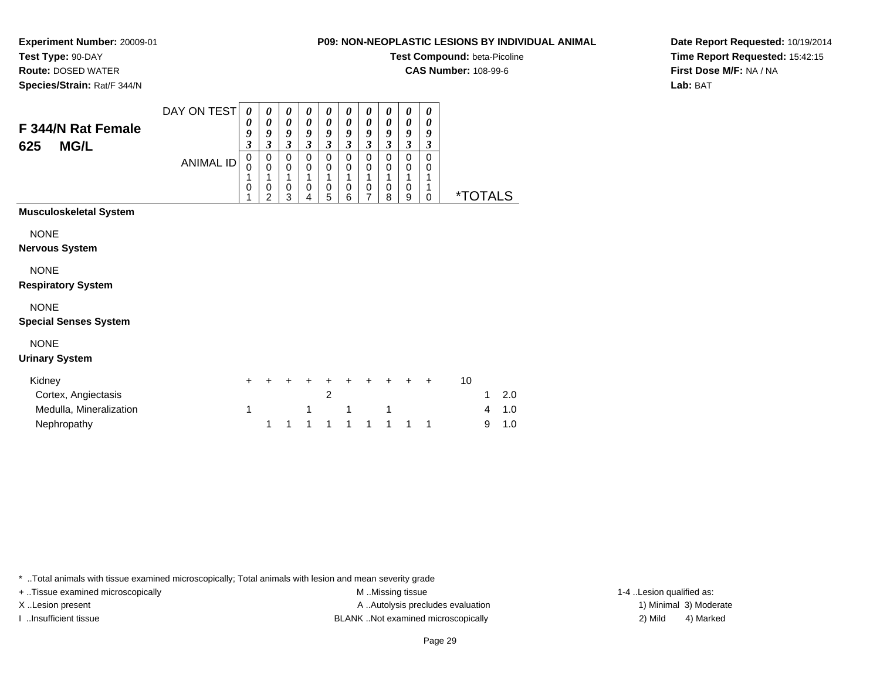**Experiment Number:** 20009-01
**Test Type:** 90-DAY
**Route:** DOSED WATER
**Species/Strain:** Rat/F 344/N

**P09: NON-NEOPLASTIC LESIONS BY INDIVIDUAL ANIMAL**
**Test Compound:** beta-Picoline
**CAS Number:** 108-99-6

**Date Report Requested:** 10/19/2014
**Time Report Requested:** 15:42:15
**First Dose M/F:** NA / NA
**Lab:** BAT

## F 344/N Rat Female 625 MG/L

| DAY ON TEST | 0093 | 0093 | 0093 | 0093 | 0093 | 0093 | 0093 | 0093 | 0093 | 0093 | | | |
|---|---|---|---|---|---|---|---|---|---|---|---|---|---|
| ANIMAL ID | 00101 | 00102 | 00103 | 00104 | 00105 | 00106 | 00107 | 00108 | 00109 | 00110 | *TOTALS | | |
| **Musculoskeletal System** | | | | | | | | | | | | | |
| NONE | | | | | | | | | | | | | |
| **Nervous System** | | | | | | | | | | | | | |
| NONE | | | | | | | | | | | | | |
| **Respiratory System** | | | | | | | | | | | | | |
| NONE | | | | | | | | | | | | | |
| **Special Senses System** | | | | | | | | | | | | | |
| NONE | | | | | | | | | | | | | |
| **Urinary System** | | | | | | | | | | | | | |
| Kidney | + | + | + | + | + | + | + | + | + | + | 10 | | |
| Cortex, Angiectasis | | | | | 2 | | | | | | | 1 | 2.0 |
| Medulla, Mineralization | 1 | | | 1 | | 1 | | 1 | | | | 4 | 1.0 |
| Nephropathy | | 1 | 1 | 1 | 1 | 1 | 1 | 1 | 1 | 1 | | 9 | 1.0 |

* ..Total animals with tissue examined microscopically; Total animals with lesion and mean severity grade
+ ..Tissue examined microscopically
X ..Lesion present
I ..Insufficient tissue
M ..Missing tissue
A ..Autolysis precludes evaluation
BLANK ..Not examined microscopically
1-4 ..Lesion qualified as:
1) Minimal 3) Moderate
2) Mild 4) Marked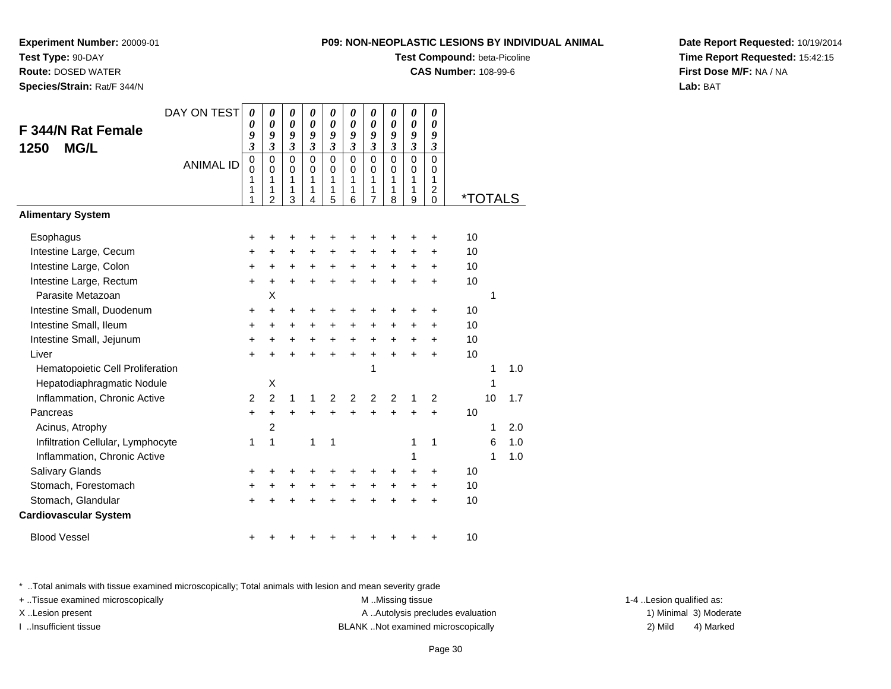**Experiment Number:** 20009-01
**Test Type:** 90-DAY
**Route:** DOSED WATER
**Species/Strain:** Rat/F 344/N

**P09: NON-NEOPLASTIC LESIONS BY INDIVIDUAL ANIMAL**
**Test Compound:** beta-Picoline
**CAS Number:** 108-99-6

**Date Report Requested:** 10/19/2014
**Time Report Requested:** 15:42:15
**First Dose M/F:** NA / NA
**Lab:** BAT

## F 344/N Rat Female 1250 MG/L

| DAY ON TEST | 0093 | 0093 | 0093 | 0093 | 0093 | 0093 | 0093 | 0093 | 0093 | 0093 | | | |
|---|---|---|---|---|---|---|---|---|---|---|---|---|---|
| ANIMAL ID | 00111 | 00112 | 00113 | 00114 | 00115 | 00116 | 00117 | 00118 | 00119 | 00120 | *TOTALS | | |
| **Alimentary System** | | | | | | | | | | | | | |
| Esophagus | + | + | + | + | + | + | + | + | + | + | 10 | | |
| Intestine Large, Cecum | + | + | + | + | + | + | + | + | + | + | 10 | | |
| Intestine Large, Colon | + | + | + | + | + | + | + | + | + | + | 10 | | |
| Intestine Large, Rectum | + | + | + | + | + | + | + | + | + | + | 10 | | |
| Parasite Metazoan | | X | | | | | | | | | | 1 | |
| Intestine Small, Duodenum | + | + | + | + | + | + | + | + | + | + | 10 | | |
| Intestine Small, Ileum | + | + | + | + | + | + | + | + | + | + | 10 | | |
| Intestine Small, Jejunum | + | + | + | + | + | + | + | + | + | + | 10 | | |
| Liver | + | + | + | + | + | + | + | + | + | + | 10 | | |
| Hematopoietic Cell Proliferation | | | | | | | 1 | | | | | 1 | 1.0 |
| Hepatodiaphragmatic Nodule | | X | | | | | | | | | | 1 | |
| Inflammation, Chronic Active | 2 | 2 | 1 | 1 | 2 | 2 | 2 | 2 | 1 | 2 | | 10 | 1.7 |
| Pancreas | + | + | + | + | + | + | + | + | + | + | 10 | | |
| Acinus, Atrophy | | 2 | | | | | | | | | | 1 | 2.0 |
| Infiltration Cellular, Lymphocyte | 1 | 1 | | 1 | 1 | | | | 1 | 1 | | 6 | 1.0 |
| Inflammation, Chronic Active | | | | | | | | | 1 | | | 1 | 1.0 |
| Salivary Glands | + | + | + | + | + | + | + | + | + | + | 10 | | |
| Stomach, Forestomach | + | + | + | + | + | + | + | + | + | + | 10 | | |
| Stomach, Glandular | + | + | + | + | + | + | + | + | + | + | 10 | | |
| **Cardiovascular System** | | | | | | | | | | | | | |
| Blood Vessel | + | + | + | + | + | + | + | + | + | + | 10 | | |

\* ..Total animals with tissue examined microscopically; Total animals with lesion and mean severity grade
+ ..Tissue examined microscopically
X ..Lesion present
I ..Insufficient tissue

M ..Missing tissue
A ..Autolysis precludes evaluation
BLANK ..Not examined microscopically

1-4 ..Lesion qualified as:
1) Minimal 3) Moderate
2) Mild 4) Marked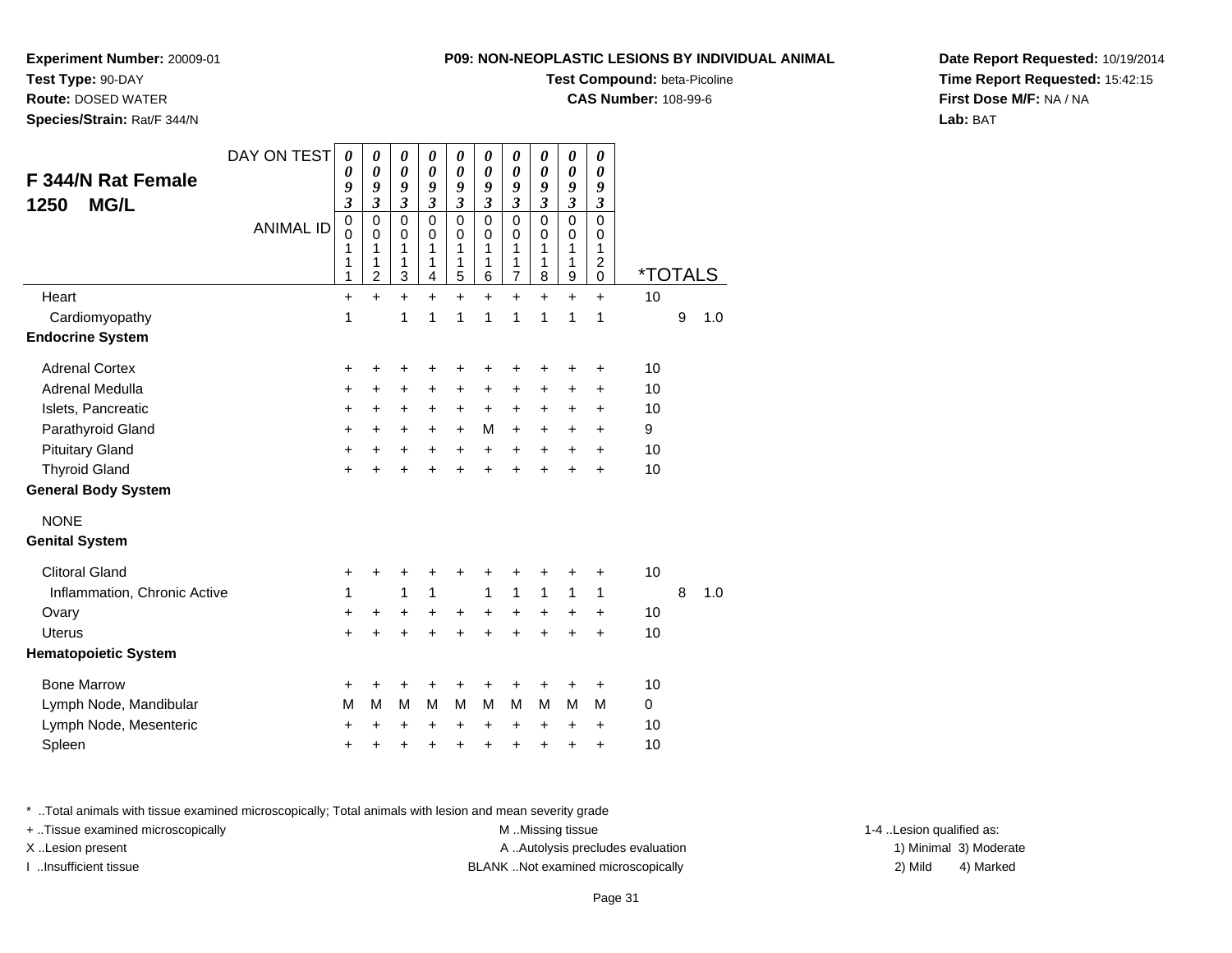**Experiment Number:** 20009-01
**Test Type:** 90-DAY
**Route:** DOSED WATER
**Species/Strain:** Rat/F 344/N

**P09: NON-NEOPLASTIC LESIONS BY INDIVIDUAL ANIMAL**
**Test Compound:** beta-Picoline
**CAS Number:** 108-99-6

**Date Report Requested:** 10/19/2014
**Time Report Requested:** 15:42:15
**First Dose M/F:** NA / NA
**Lab:** BAT

## F 344/N Rat Female
## 1250 MG/L

| DAY ON TEST | 0093 | 0093 | 0093 | 0093 | 0093 | 0093 | 0093 | 0093 | 0093 | 0093 | | | |
|---|---|---|---|---|---|---|---|---|---|---|---|---|---|
| ANIMAL ID | 00111 | 00112 | 00113 | 00114 | 00115 | 00116 | 00117 | 00118 | 00119 | 00120 | *TOTALS | | |
| Heart | + | + | + | + | + | + | + | + | + | + | 10 | | |
| Cardiomyopathy | 1 | | 1 | 1 | 1 | 1 | 1 | 1 | 1 | 1 | | 9 | 1.0 |
| **Endocrine System** | | | | | | | | | | | | | |
| Adrenal Cortex | + | + | + | + | + | + | + | + | + | + | 10 | | |
| Adrenal Medulla | + | + | + | + | + | + | + | + | + | + | 10 | | |
| Islets, Pancreatic | + | + | + | + | + | + | + | + | + | + | 10 | | |
| Parathyroid Gland | + | + | + | + | + | M | + | + | + | + | 9 | | |
| Pituitary Gland | + | + | + | + | + | + | + | + | + | + | 10 | | |
| Thyroid Gland | + | + | + | + | + | + | + | + | + | + | 10 | | |
| **General Body System** | | | | | | | | | | | | | |
| NONE | | | | | | | | | | | | | |
| **Genital System** | | | | | | | | | | | | | |
| Clitoral Gland | + | + | + | + | + | + | + | + | + | + | 10 | | |
| Inflammation, Chronic Active | 1 | | 1 | 1 | | 1 | 1 | 1 | 1 | 1 | | 8 | 1.0 |
| Ovary | + | + | + | + | + | + | + | + | + | + | 10 | | |
| Uterus | + | + | + | + | + | + | + | + | + | + | 10 | | |
| **Hematopoietic System** | | | | | | | | | | | | | |
| Bone Marrow | + | + | + | + | + | + | + | + | + | + | 10 | | |
| Lymph Node, Mandibular | M | M | M | M | M | M | M | M | M | M | 0 | | |
| Lymph Node, Mesenteric | + | + | + | + | + | + | + | + | + | + | 10 | | |
| Spleen | + | + | + | + | + | + | + | + | + | + | 10 | | |

* ..Total animals with tissue examined microscopically; Total animals with lesion and mean severity grade
+ ..Tissue examined microscopically
X ..Lesion present
I ..Insufficient tissue

M ..Missing tissue
A ..Autolysis precludes evaluation
BLANK ..Not examined microscopically

1-4 ..Lesion qualified as:
1) Minimal 3) Moderate
2) Mild 4) Marked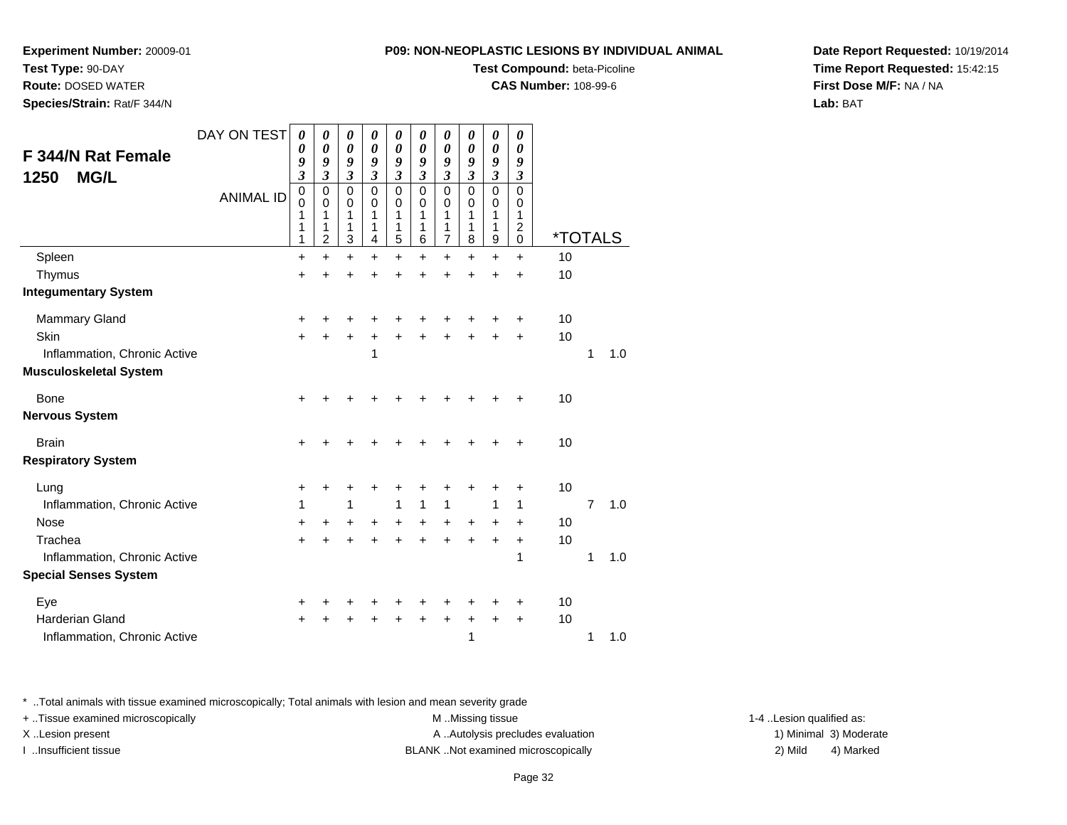**Experiment Number:** 20009-01
**Test Type:** 90-DAY
**Route:** DOSED WATER
**Species/Strain:** Rat/F 344/N

**P09: NON-NEOPLASTIC LESIONS BY INDIVIDUAL ANIMAL**
**Test Compound:** beta-Picoline
**CAS Number:** 108-99-6

**Date Report Requested:** 10/19/2014
**Time Report Requested:** 15:42:15
**First Dose M/F:** NA / NA
**Lab:** BAT

**F 344/N Rat Female 1250 MG/L**

| DAY ON TEST | 0093 | 0093 | 0093 | 0093 | 0093 | 0093 | 0093 | 0093 | 0093 | 0093 | | | |
|---|---|---|---|---|---|---|---|---|---|---|---|---|---|
| ANIMAL ID | 00111 | 00112 | 00113 | 00114 | 00115 | 00116 | 00117 | 00118 | 00119 | 00120 | *TOTALS | | |
| Spleen | + | + | + | + | + | + | + | + | + | + | 10 | | |
| Thymus | + | + | + | + | + | + | + | + | + | + | 10 | | |
| **Integumentary System** | | | | | | | | | | | | | |
| Mammary Gland | + | + | + | + | + | + | + | + | + | + | 10 | | |
| Skin | + | + | + | + | + | + | + | + | + | + | 10 | | |
| Inflammation, Chronic Active | | | | 1 | | | | | | | | 1 | 1.0 |
| **Musculoskeletal System** | | | | | | | | | | | | | |
| Bone | + | + | + | + | + | + | + | + | + | + | 10 | | |
| **Nervous System** | | | | | | | | | | | | | |
| Brain | + | + | + | + | + | + | + | + | + | + | 10 | | |
| **Respiratory System** | | | | | | | | | | | | | |
| Lung | + | + | + | + | + | + | + | + | + | + | 10 | | |
| Inflammation, Chronic Active | 1 | | 1 | | 1 | 1 | 1 | | 1 | 1 | | 7 | 1.0 |
| Nose | + | + | + | + | + | + | + | + | + | + | 10 | | |
| Trachea | + | + | + | + | + | + | + | + | + | + | 10 | | |
| Inflammation, Chronic Active | | | | | | | | | | 1 | | 1 | 1.0 |
| **Special Senses System** | | | | | | | | | | | | | |
| Eye | + | + | + | + | + | + | + | + | + | + | 10 | | |
| Harderian Gland | + | + | + | + | + | + | + | + | + | + | 10 | | |
| Inflammation, Chronic Active | | | | | | | | 1 | | | | 1 | 1.0 |

\* ..Total animals with tissue examined microscopically; Total animals with lesion and mean severity grade
+ ..Tissue examined microscopically
X ..Lesion present
I ..Insufficient tissue
M ..Missing tissue
A ..Autolysis precludes evaluation
BLANK ..Not examined microscopically
1-4 ..Lesion qualified as: 1) Minimal 2) Mild 3) Moderate 4) Marked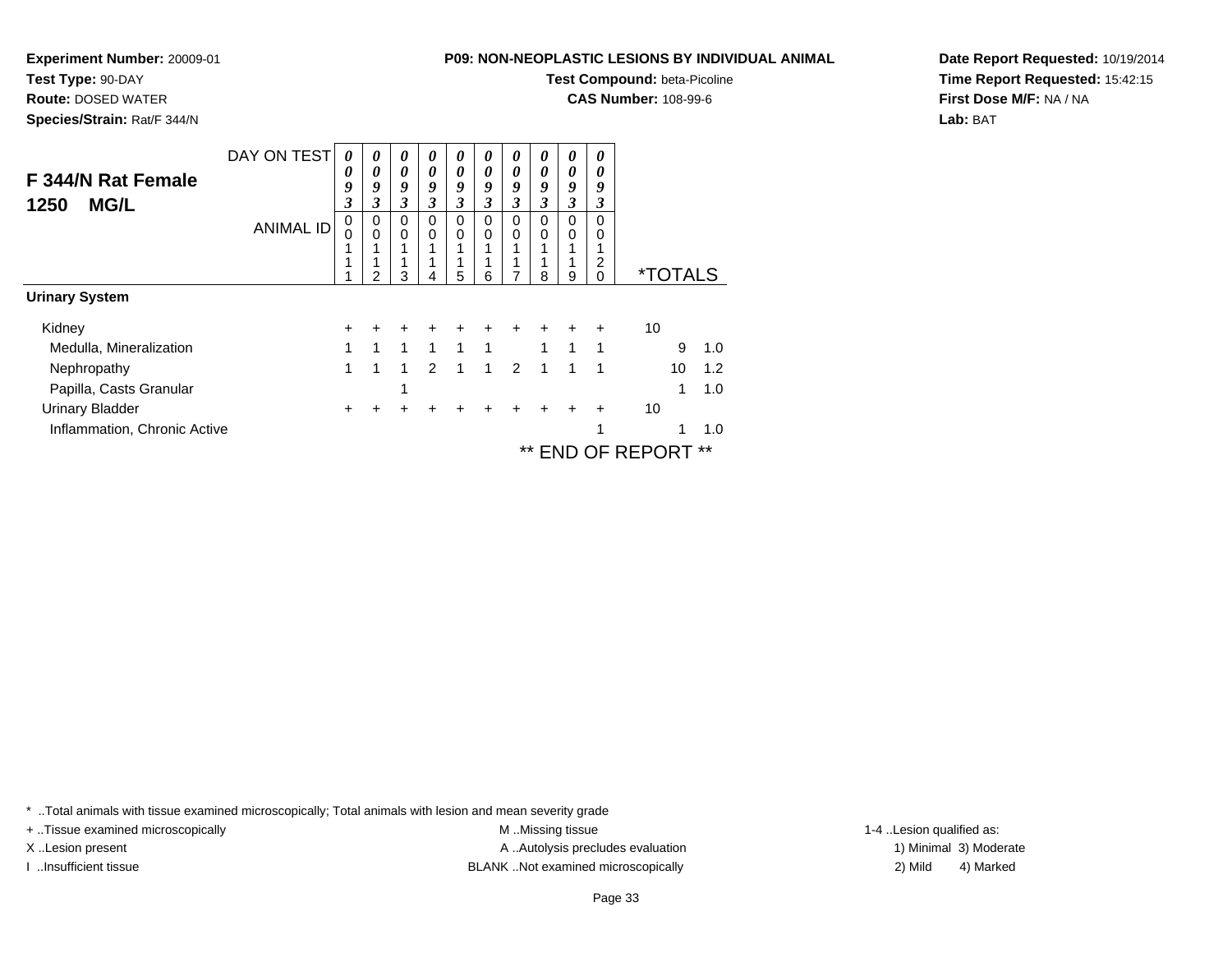**Experiment Number:** 20009-01
**Test Type:** 90-DAY
**Route:** DOSED WATER
**Species/Strain:** Rat/F 344/N

**P09: NON-NEOPLASTIC LESIONS BY INDIVIDUAL ANIMAL**
**Test Compound:** beta-Picoline
**CAS Number:** 108-99-6

**Date Report Requested:** 10/19/2014
**Time Report Requested:** 15:42:15
**First Dose M/F:** NA / NA
**Lab:** BAT

## F 344/N Rat Female 1250 MG/L

| DAY ON TEST | 0093 | 0093 | 0093 | 0093 | 0093 | 0093 | 0093 | 0093 | 0093 | 0093 | | |
|---|---|---|---|---|---|---|---|---|---|---|---|---|
| ANIMAL ID | 00111 | 00112 | 00113 | 00114 | 00115 | 00116 | 00117 | 00118 | 00119 | 00120 | *TOTALS | |
| **Urinary System** | | | | | | | | | | | | |
| Kidney | + | + | + | + | + | + | + | + | + | + | 10 | |
| Medulla, Mineralization | 1 | 1 | 1 | 1 | 1 | 1 | | 1 | 1 | 1 | 9 | 1.0 |
| Nephropathy | 1 | 1 | 1 | 2 | 1 | 1 | 2 | 1 | 1 | 1 | 10 | 1.2 |
| Papilla, Casts Granular | | | 1 | | | | | | | | 1 | 1.0 |
| Urinary Bladder | + | + | + | + | + | + | + | + | + | + | 10 | |
| Inflammation, Chronic Active | | | | | | | | | | 1 | 1 | 1.0 |

** END OF REPORT **

* ..Total animals with tissue examined microscopically; Total animals with lesion and mean severity grade
+ ..Tissue examined microscopically
X ..Lesion present
I ..Insufficient tissue
M ..Missing tissue
A ..Autolysis precludes evaluation
BLANK ..Not examined microscopically
1-4 ..Lesion qualified as:
1) Minimal 3) Moderate
2) Mild 4) Marked